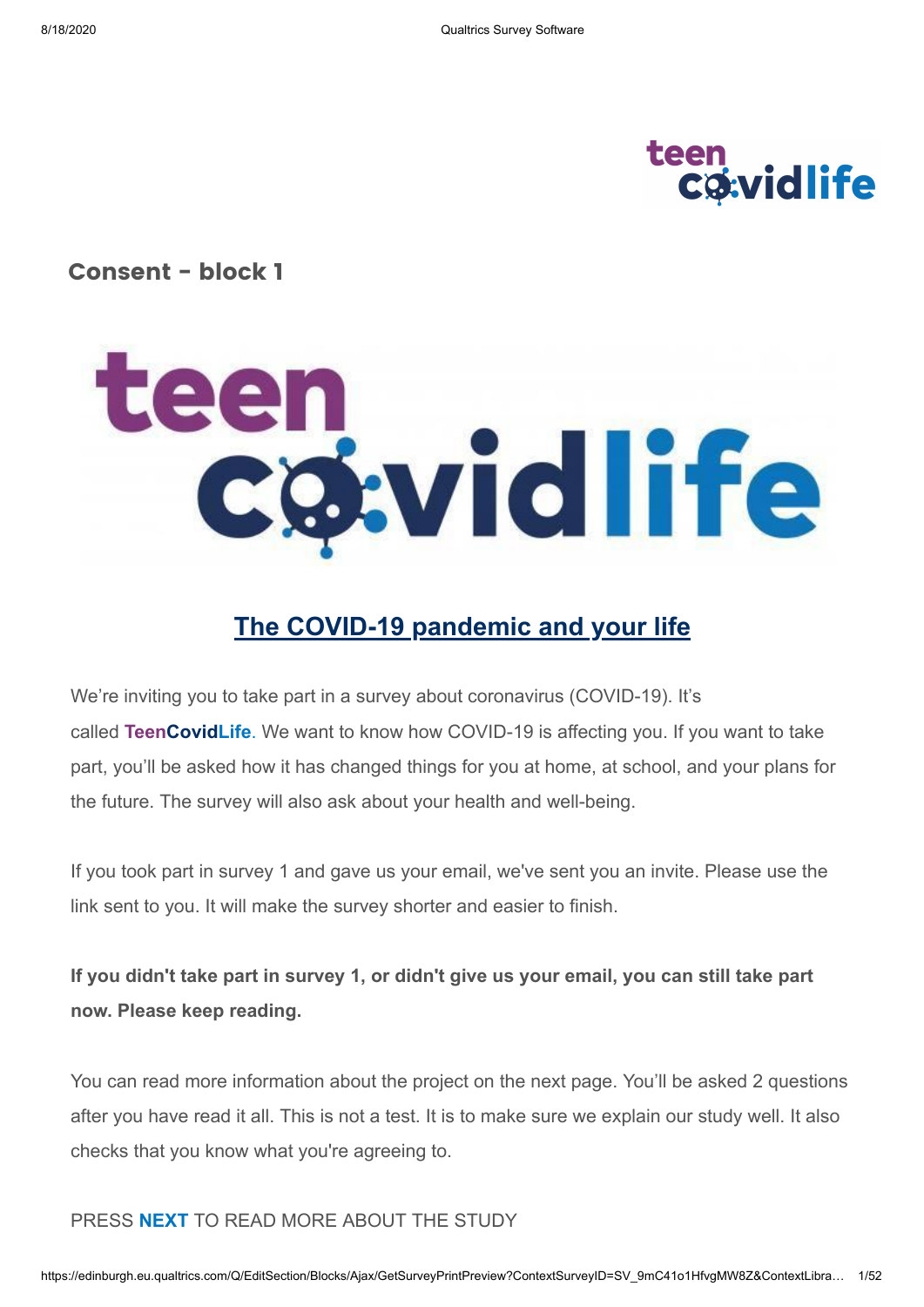## Consent - block 1

## The COVID-19 pandemic and your life

We're inviting you to take part in a survey about coronavirus (COVID-19). It's called **TeenCovidLife**. We want to know how COVID-19 is affecting you. If you want to take part, you'll be asked how it has changed things for you at home, at school, and your plans for the future. The survey will also ask about your health and well-being.

If you took part in survey 1 and gave us your email, we've sent you an invite. Please use the link sent to you. It will make the survey shorter and easier to finish.

**If you didn't take part in survey 1, or didn't give us your email, you can still take part now. Please keep reading.**

You can read more information about the project on the next page. You'll be asked 2 questions after you have read it all. This is not a test. It is to make sure we explain our study well. It also checks that you know what you're agreeing to.

PRESS **NEXT** TO READ MORE ABOUT THE STUDY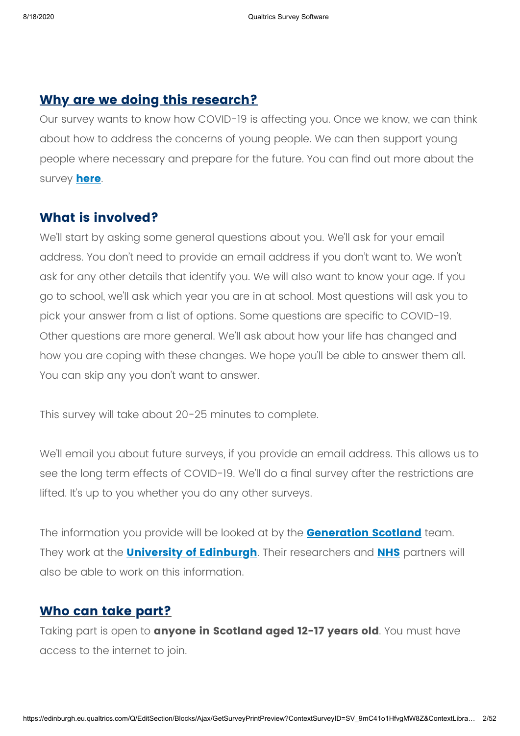## Why are we doing this research?

Our survey wants to know how COVID-19 is affecting you. Once we know, we can think about how to address the concerns of young people. We can then support young people where necessary and prepare for the future. You can find out more about the survey **here**.

## What is involved?

We'll start by asking some general questions about you. We'll ask for your email address. You don't need to provide an email address if you don't want to. We won't ask for any other details that identify you. We will also want to know your age. If you go to school, we'll ask which year you are in at school. Most questions will ask you to pick your answer from a list of options. Some questions are specific to COVID-19. Other questions are more general. We'll ask about how your life has changed and how you are coping with these changes. We hope you'll be able to answer them all. You can skip any you don't want to answer.

This survey will take about 20-25 minutes to complete.

We'll email you about future surveys, if you provide an email address. This allows us to see the long term effects of COVID-19. We'll do a final survey after the restrictions are lifted. It's up to you whether you do any other surveys.

The information you provide will be looked at by the **Generation Scotland** team. They work at the **University of Edinburgh**. Their researchers and **NHS** partners will also be able to work on this information.

## Who can take part?

Taking part is open to **anyone in Scotland aged 12-17 years old**. You must have access to the internet to join.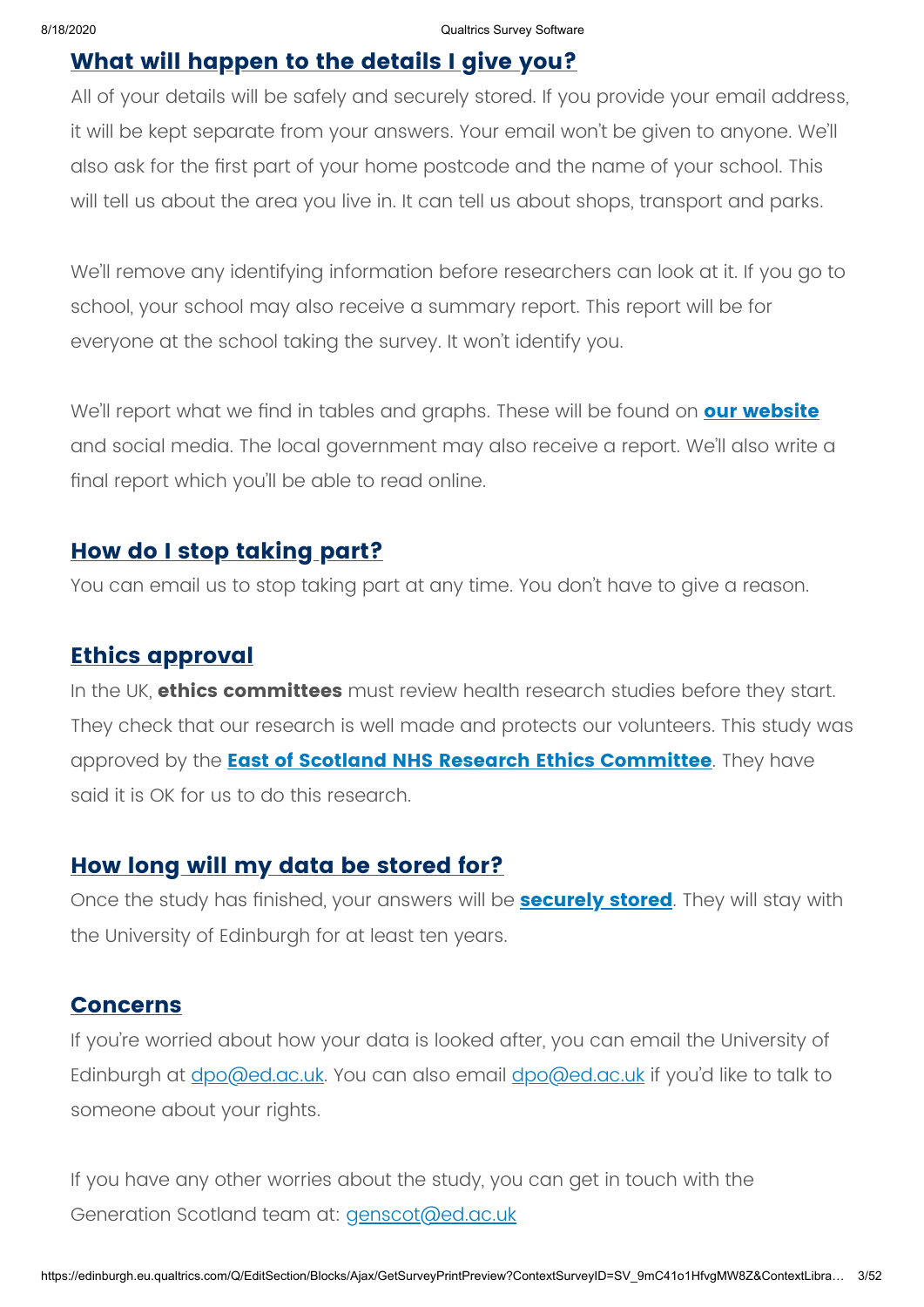## What will happen to the details I give you?

All of your details will be safely and securely stored. If you provide your email address, it will be kept separate from your answers. Your email won't be given to anyone. We'll also ask for the first part of your home postcode and the name of your school. This will tell us about the area you live in. It can tell us about shops, transport and parks.

We'll remove any identifying information before researchers can look at it. If you go to school, your school may also receive a summary report. This report will be for everyone at the school taking the survey. It won't identify you.

We'll report what we find in tables and graphs. These will be found on **our website** and social media. The local government may also receive a report. We'll also write a final report which you'll be able to read online.

## How do I stop taking part?

You can email us to stop taking part at any time. You don't have to give a reason.

## Ethics approval

In the UK, **ethics committees** must review health research studies before they start. They check that our research is well made and protects our volunteers. This study was approved by the **East of Scotland NHS Research Ethics Committee**. They have said it is OK for us to do this research.

## How long will my data be stored for?

Once the study has finished, your answers will be **securely stored**. They will stay with the University of Edinburgh for at least ten years.

## Concerns

If you're worried about how your data is looked after, you can email the University of Edinburgh at dpo@ed.ac.uk. You can also email dpo@ed.ac.uk if you'd like to talk to someone about your rights.

If you have any other worries about the study, you can get in touch with the Generation Scotland team at: genscot@ed.ac.uk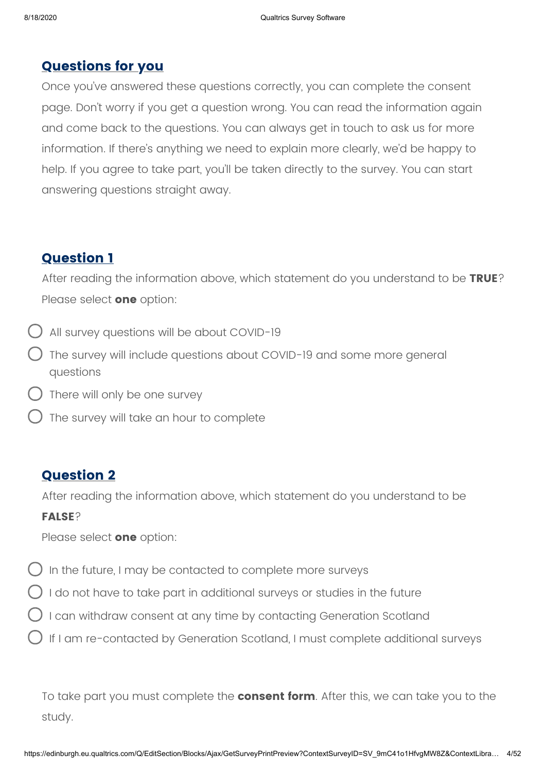## Questions for you

Once you've answered these questions correctly, you can complete the consent page. Don't worry if you get a question wrong. You can read the information again and come back to the questions. You can always get in touch to ask us for more information. If there's anything we need to explain more clearly, we'd be happy to help. If you agree to take part, you'll be taken directly to the survey. You can start answering questions straight away.

## Question 1

After reading the information above, which statement do you understand to be **TRUE**? Please select **one** option:

- All survey questions will be about COVID-19
- The survey will include questions about COVID-19 and some more general questions
- There will only be one survey
- The survey will take an hour to complete

## Question 2

After reading the information above, which statement do you understand to be **FALSE**?

Please select **one** option:

- In the future, I may be contacted to complete more surveys
- I do not have to take part in additional surveys or studies in the future
- I can withdraw consent at any time by contacting Generation Scotland
- If I am re-contacted by Generation Scotland, I must complete additional surveys

To take part you must complete the **consent form**. After this, we can take you to the study.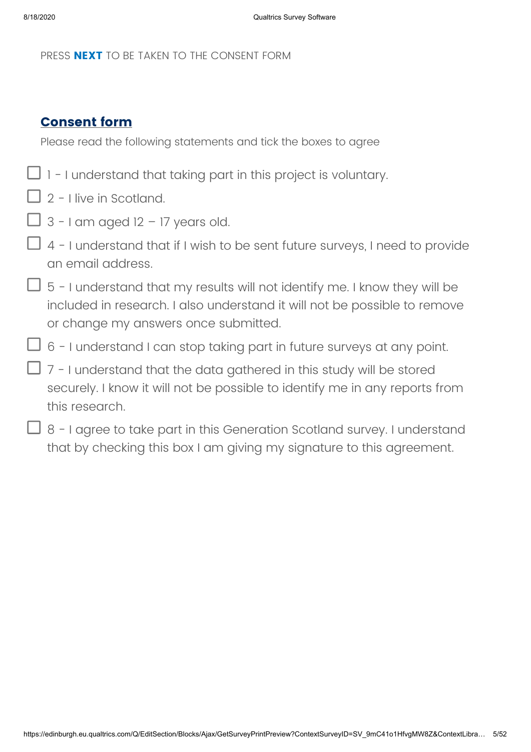PRESS **NEXT** TO BE TAKEN TO THE CONSENT FORM

## Consent form

Please read the following statements and tick the boxes to agree

- ☐ 1 - I understand that taking part in this project is voluntary.
- ☐ 2 - I live in Scotland.
- ☐ 3 - I am aged 12 – 17 years old.
- ☐ 4 - I understand that if I wish to be sent future surveys, I need to provide an email address.
- ☐ 5 - I understand that my results will not identify me. I know they will be included in research. I also understand it will not be possible to remove or change my answers once submitted.
- ☐ 6 - I understand I can stop taking part in future surveys at any point.
- ☐ 7 - I understand that the data gathered in this study will be stored securely. I know it will not be possible to identify me in any reports from this research.
- ☐ 8 - I agree to take part in this Generation Scotland survey. I understand that by checking this box I am giving my signature to this agreement.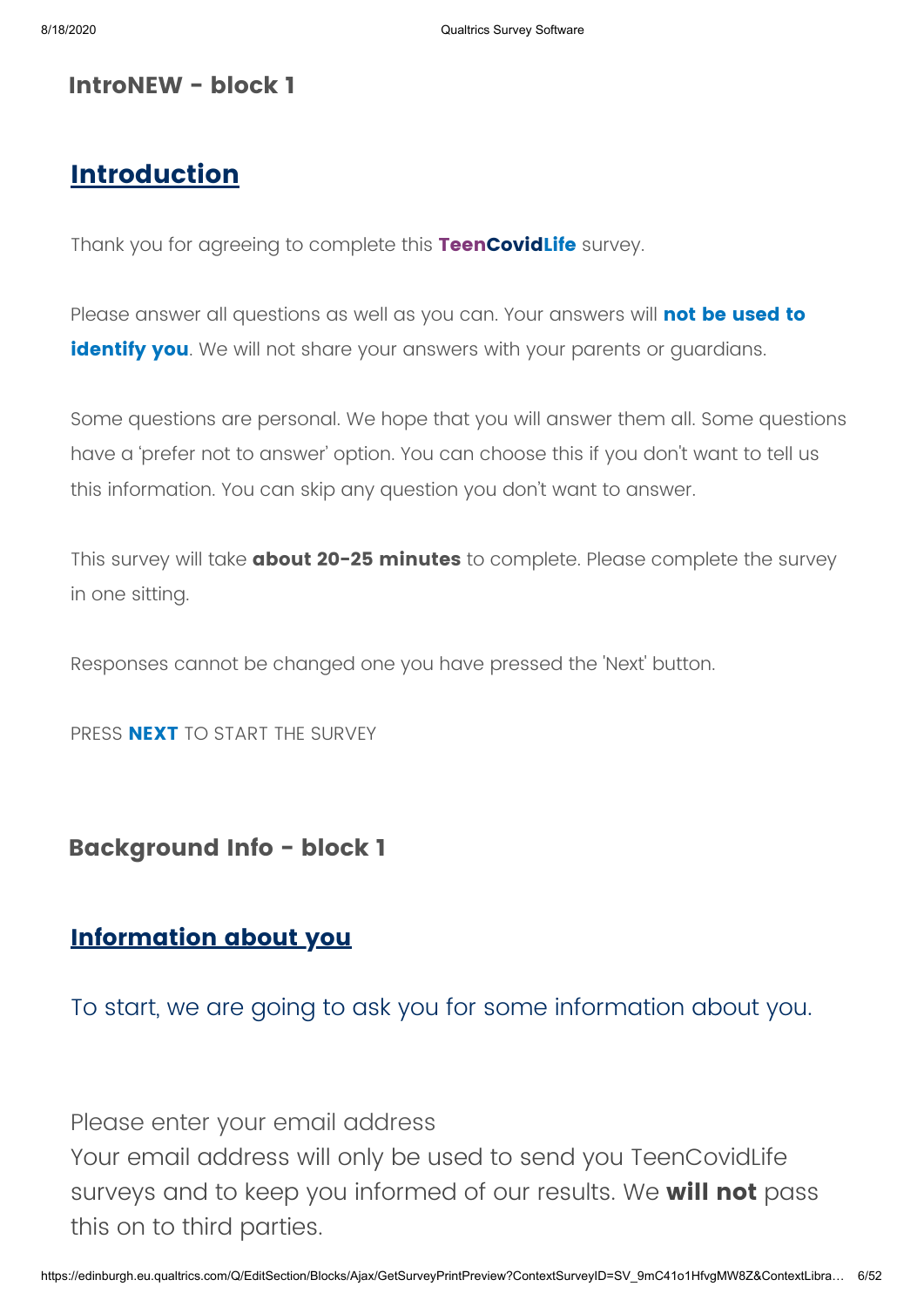## IntroNEW - block 1

# Introduction

Thank you for agreeing to complete this **TeenCovidLife** survey.

Please answer all questions as well as you can. Your answers will **not be used to identify you**. We will not share your answers with your parents or guardians.

Some questions are personal. We hope that you will answer them all. Some questions have a 'prefer not to answer' option. You can choose this if you don't want to tell us this information. You can skip any question you don't want to answer.

This survey will take **about 20-25 minutes** to complete. Please complete the survey in one sitting.

Responses cannot be changed one you have pressed the 'Next' button.

PRESS **NEXT** TO START THE SURVEY

## Background Info - block 1

# Information about you

To start, we are going to ask you for some information about you.

Please enter your email address
Your email address will only be used to send you TeenCovidLife surveys and to keep you informed of our results. We **will not** pass this on to third parties.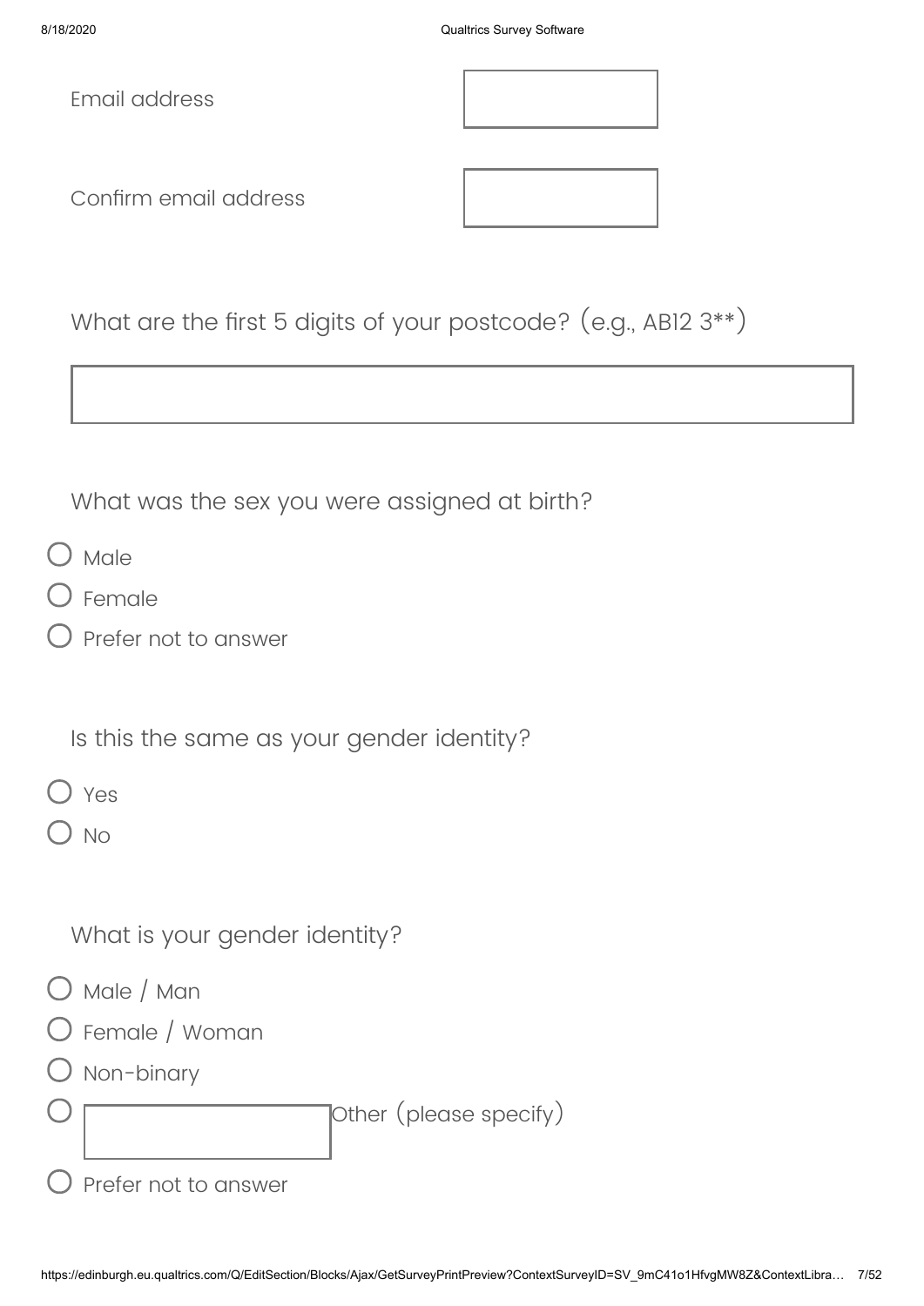Email address

Confirm email address

What are the first 5 digits of your postcode? (e.g., AB12 3**)

What was the sex you were assigned at birth?

- Male
- Female
- Prefer not to answer

Is this the same as your gender identity?

- Yes
- No

What is your gender identity?

- Male / Man
- Female / Woman
- Non-binary
- Other (please specify)
- Prefer not to answer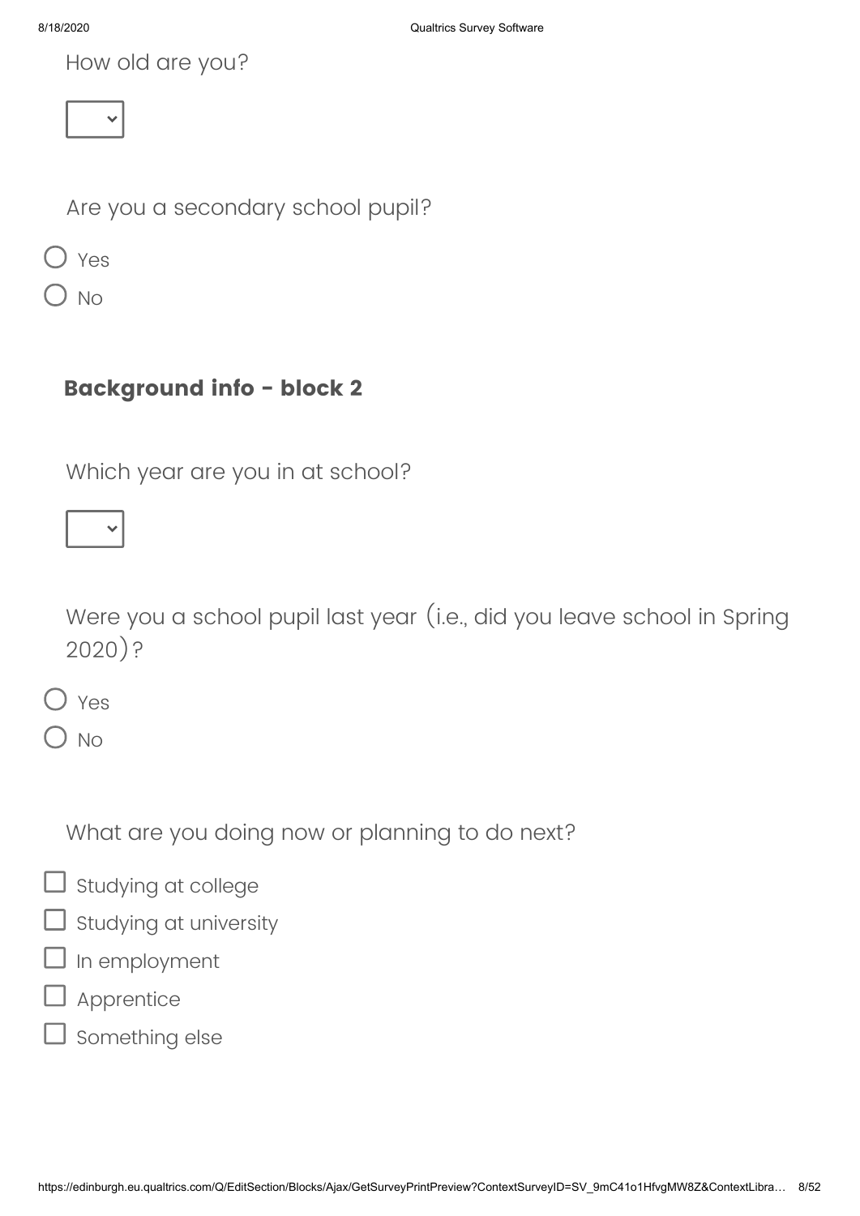How old are you?

[ ▾ ]

Are you a secondary school pupil?

- ○ Yes
- ○ No

## Background info - block 2

Which year are you in at school?

[ ▾ ]

Were you a school pupil last year (i.e., did you leave school in Spring 2020)?

- ○ Yes
- ○ No

What are you doing now or planning to do next?

- ☐ Studying at college
- ☐ Studying at university
- ☐ In employment
- ☐ Apprentice
- ☐ Something else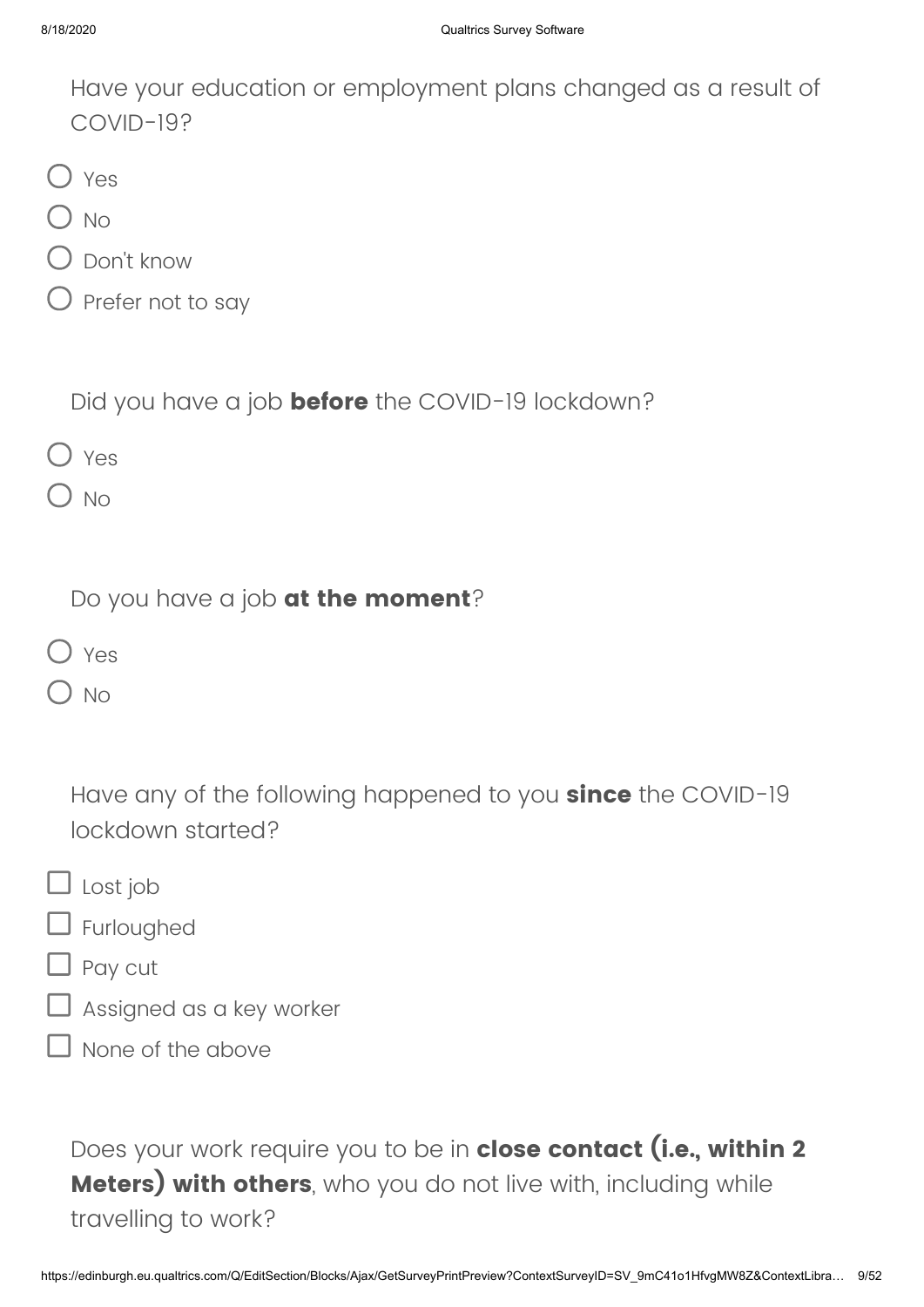Have your education or employment plans changed as a result of COVID-19?

- ○ Yes
- ○ No
- ○ Don't know
- ○ Prefer not to say

Did you have a job **before** the COVID-19 lockdown?

- ○ Yes
- ○ No

Do you have a job **at the moment**?

- ○ Yes
- ○ No

Have any of the following happened to you **since** the COVID-19 lockdown started?

- ☐ Lost job
- ☐ Furloughed
- ☐ Pay cut
- ☐ Assigned as a key worker
- ☐ None of the above

Does your work require you to be in **close contact (i.e., within 2 Meters) with others**, who you do not live with, including while travelling to work?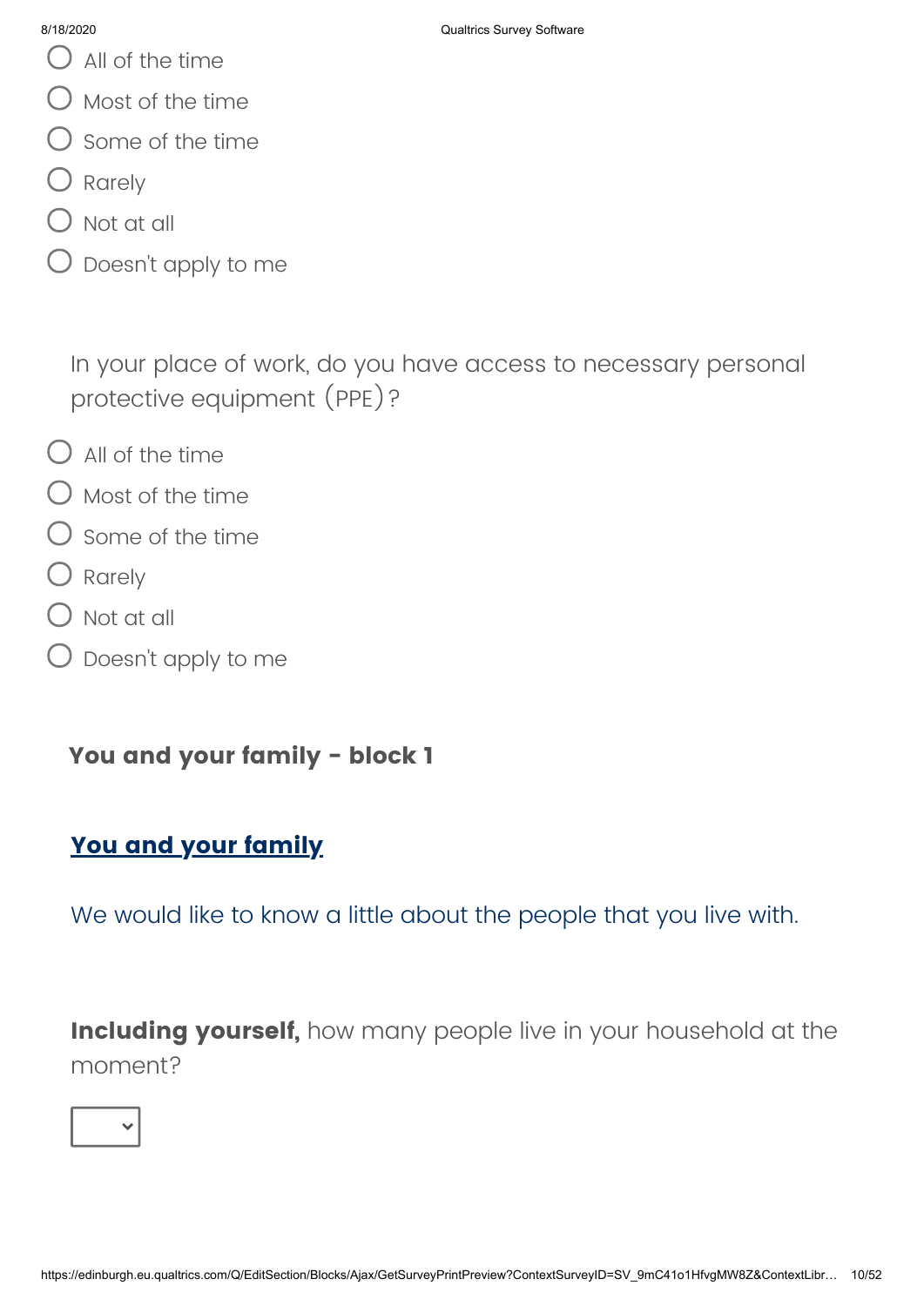- All of the time
- Most of the time
- Some of the time
- Rarely
- Not at all
- Doesn't apply to me

In your place of work, do you have access to necessary personal protective equipment (PPE)?

- All of the time
- Most of the time
- Some of the time
- Rarely
- Not at all
- Doesn't apply to me

### You and your family - block 1

## You and your family

We would like to know a little about the people that you live with.

**Including yourself,** how many people live in your household at the moment?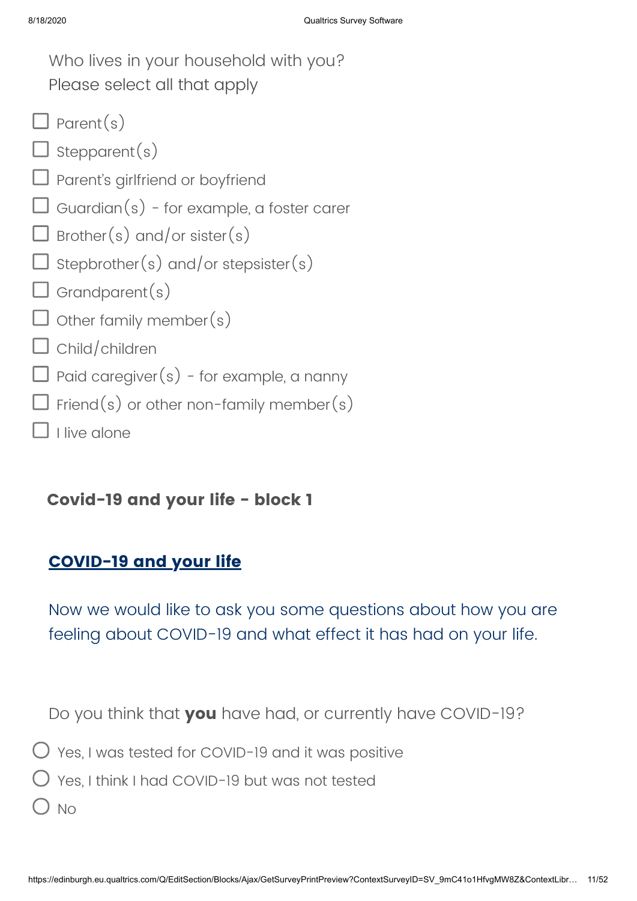Who lives in your household with you?
Please select all that apply

- ☐ Parent(s)
- ☐ Stepparent(s)
- ☐ Parent's girlfriend or boyfriend
- ☐ Guardian(s) - for example, a foster carer
- ☐ Brother(s) and/or sister(s)
- ☐ Stepbrother(s) and/or stepsister(s)
- ☐ Grandparent(s)
- ☐ Other family member(s)
- ☐ Child/children
- ☐ Paid caregiver(s) - for example, a nanny
- ☐ Friend(s) or other non-family member(s)
- ☐ I live alone

## Covid-19 and your life - block 1

### COVID-19 and your life

Now we would like to ask you some questions about how you are feeling about COVID-19 and what effect it has had on your life.

Do you think that **you** have had, or currently have COVID-19?

- ○ Yes, I was tested for COVID-19 and it was positive
- ○ Yes, I think I had COVID-19 but was not tested
- ○ No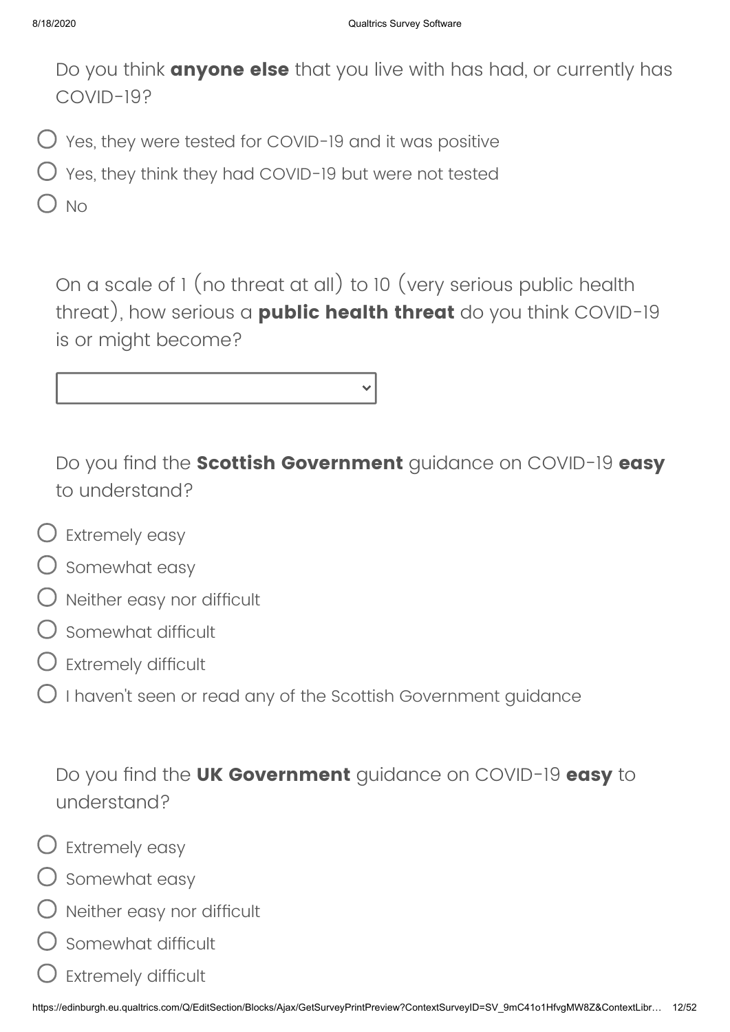Do you think **anyone else** that you live with has had, or currently has COVID-19?

- Yes, they were tested for COVID-19 and it was positive
- Yes, they think they had COVID-19 but were not tested
- No

On a scale of 1 (no threat at all) to 10 (very serious public health threat), how serious a **public health threat** do you think COVID-19 is or might become?

Do you find the **Scottish Government** guidance on COVID-19 **easy** to understand?

- Extremely easy
- Somewhat easy
- Neither easy nor difficult
- Somewhat difficult
- Extremely difficult
- I haven't seen or read any of the Scottish Government guidance

Do you find the **UK Government** guidance on COVID-19 **easy** to understand?

- Extremely easy
- Somewhat easy
- Neither easy nor difficult
- Somewhat difficult
- Extremely difficult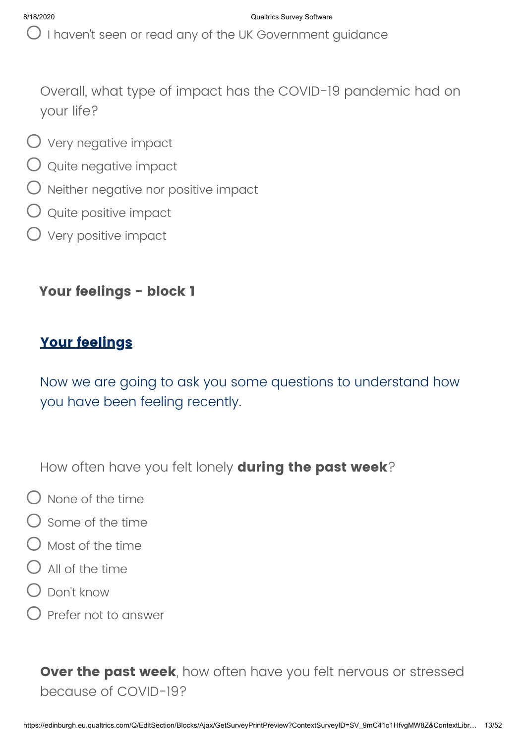- ○ I haven't seen or read any of the UK Government guidance

Overall, what type of impact has the COVID-19 pandemic had on your life?

- ○ Very negative impact
- ○ Quite negative impact
- ○ Neither negative nor positive impact
- ○ Quite positive impact
- ○ Very positive impact

**Your feelings - block 1**

## **Your feelings**

Now we are going to ask you some questions to understand how you have been feeling recently.

How often have you felt lonely **during the past week**?

- ○ None of the time
- ○ Some of the time
- ○ Most of the time
- ○ All of the time
- ○ Don't know
- ○ Prefer not to answer

**Over the past week**, how often have you felt nervous or stressed because of COVID-19?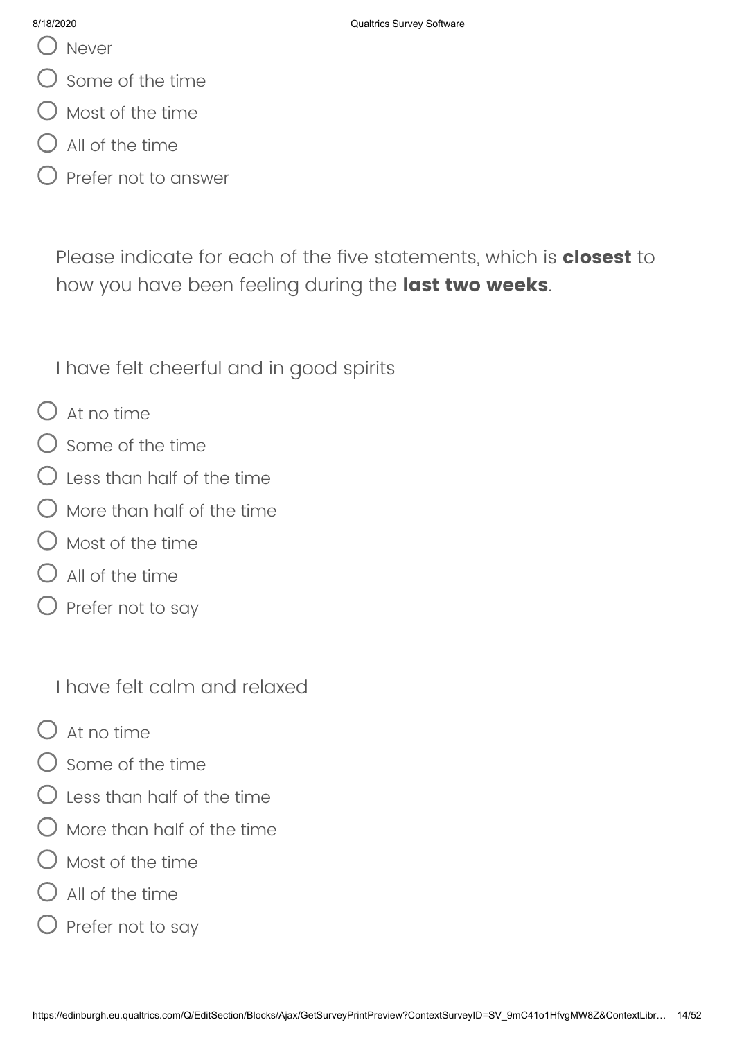- Never
- Some of the time
- Most of the time
- All of the time
- Prefer not to answer

Please indicate for each of the five statements, which is **closest** to how you have been feeling during the **last two weeks**.

I have felt cheerful and in good spirits

- At no time
- Some of the time
- Less than half of the time
- More than half of the time
- Most of the time
- All of the time
- Prefer not to say

I have felt calm and relaxed

- At no time
- Some of the time
- Less than half of the time
- More than half of the time
- Most of the time
- All of the time
- Prefer not to say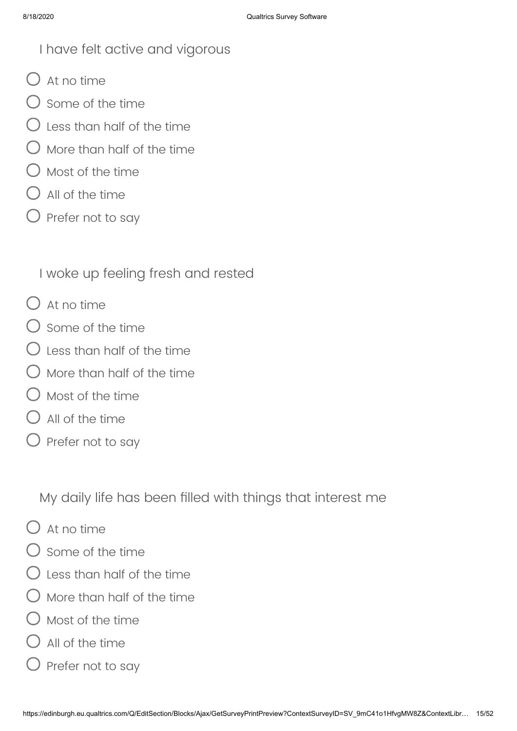I have felt active and vigorous

- ◯ At no time
- ◯ Some of the time
- ◯ Less than half of the time
- ◯ More than half of the time
- ◯ Most of the time
- ◯ All of the time
- ◯ Prefer not to say

I woke up feeling fresh and rested

- ◯ At no time
- ◯ Some of the time
- ◯ Less than half of the time
- ◯ More than half of the time
- ◯ Most of the time
- ◯ All of the time
- ◯ Prefer not to say

My daily life has been filled with things that interest me

- ◯ At no time
- ◯ Some of the time
- ◯ Less than half of the time
- ◯ More than half of the time
- ◯ Most of the time
- ◯ All of the time
- ◯ Prefer not to say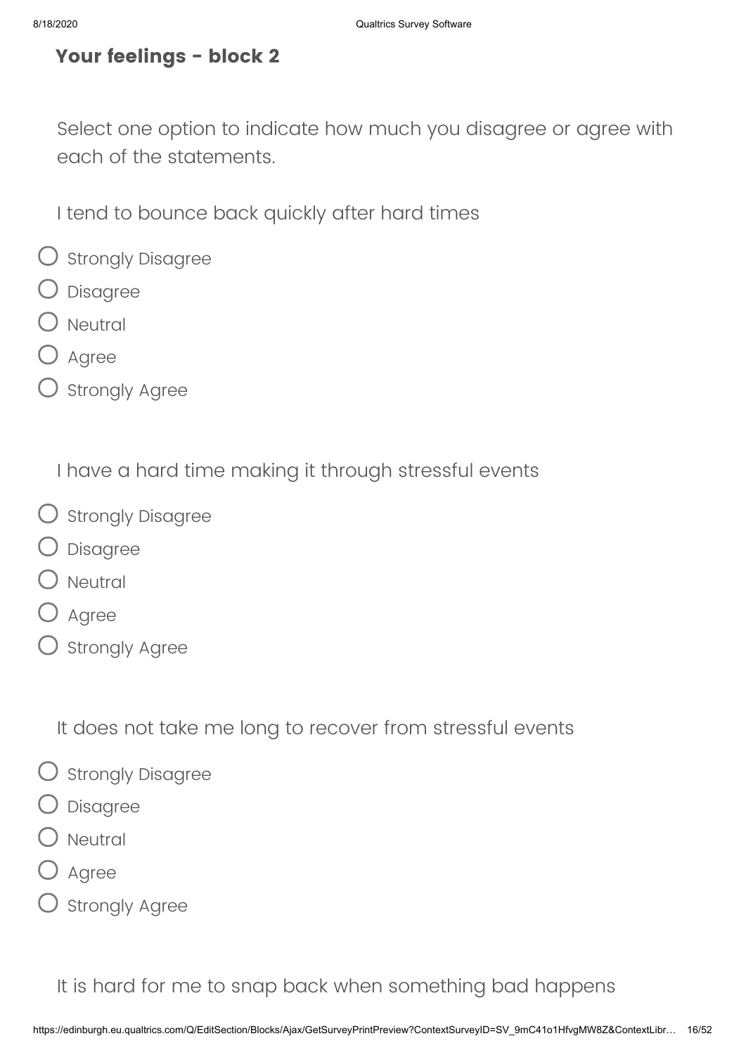## Your feelings - block 2

Select one option to indicate how much you disagree or agree with each of the statements.

I tend to bounce back quickly after hard times

- Strongly Disagree
- Disagree
- Neutral
- Agree
- Strongly Agree

I have a hard time making it through stressful events

- Strongly Disagree
- Disagree
- Neutral
- Agree
- Strongly Agree

It does not take me long to recover from stressful events

- Strongly Disagree
- Disagree
- Neutral
- Agree
- Strongly Agree

It is hard for me to snap back when something bad happens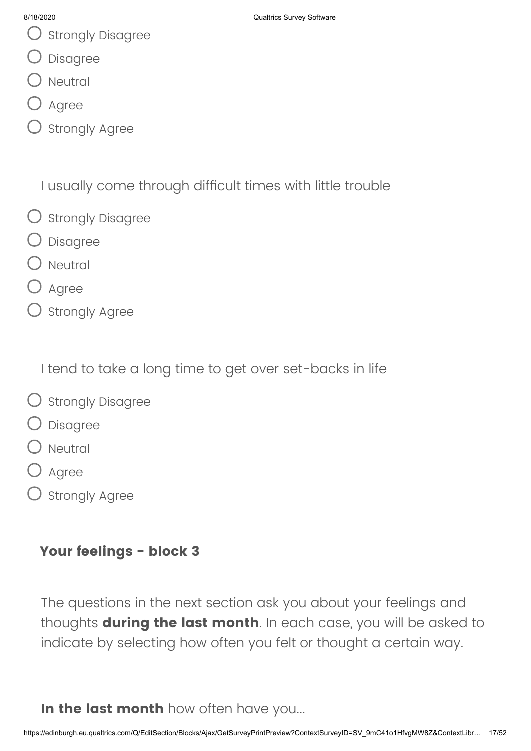- Strongly Disagree
- Disagree
- Neutral
- Agree
- Strongly Agree

I usually come through difficult times with little trouble

- Strongly Disagree
- Disagree
- Neutral
- Agree
- Strongly Agree

I tend to take a long time to get over set-backs in life

- Strongly Disagree
- Disagree
- Neutral
- Agree
- Strongly Agree

## Your feelings - block 3

The questions in the next section ask you about your feelings and thoughts **during the last month**. In each case, you will be asked to indicate by selecting how often you felt or thought a certain way.

**In the last month** how often have you...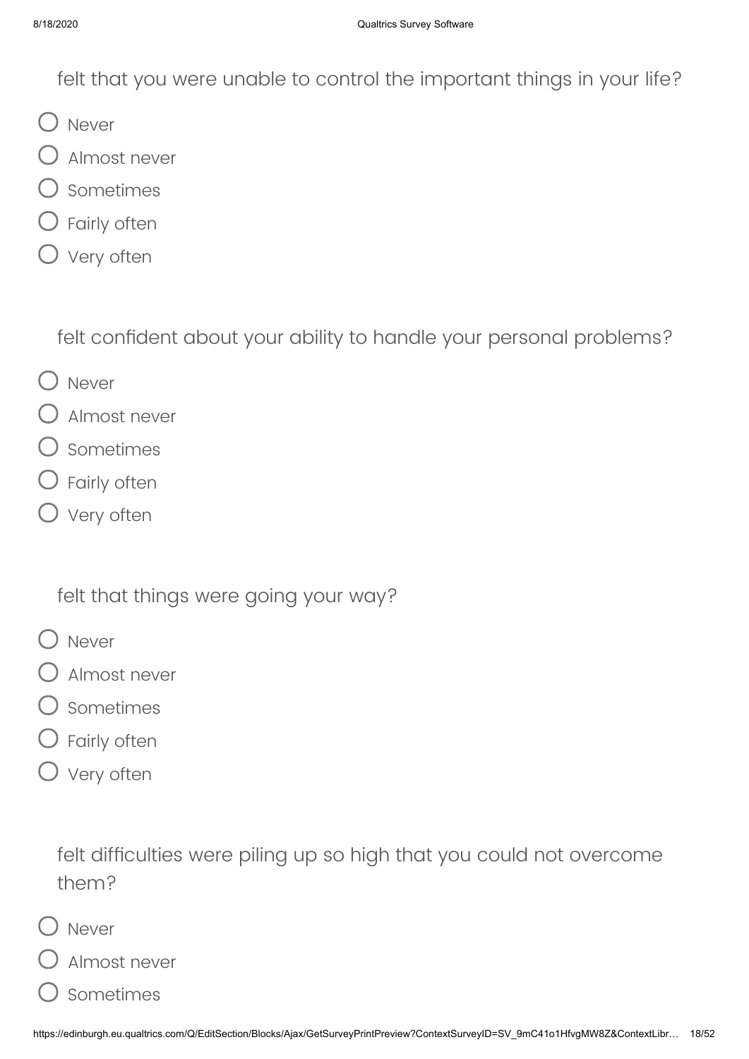felt that you were unable to control the important things in your life?

- Never
- Almost never
- Sometimes
- Fairly often
- Very often

felt confident about your ability to handle your personal problems?

- Never
- Almost never
- Sometimes
- Fairly often
- Very often

felt that things were going your way?

- Never
- Almost never
- Sometimes
- Fairly often
- Very often

felt difficulties were piling up so high that you could not overcome them?

- Never
- Almost never
- Sometimes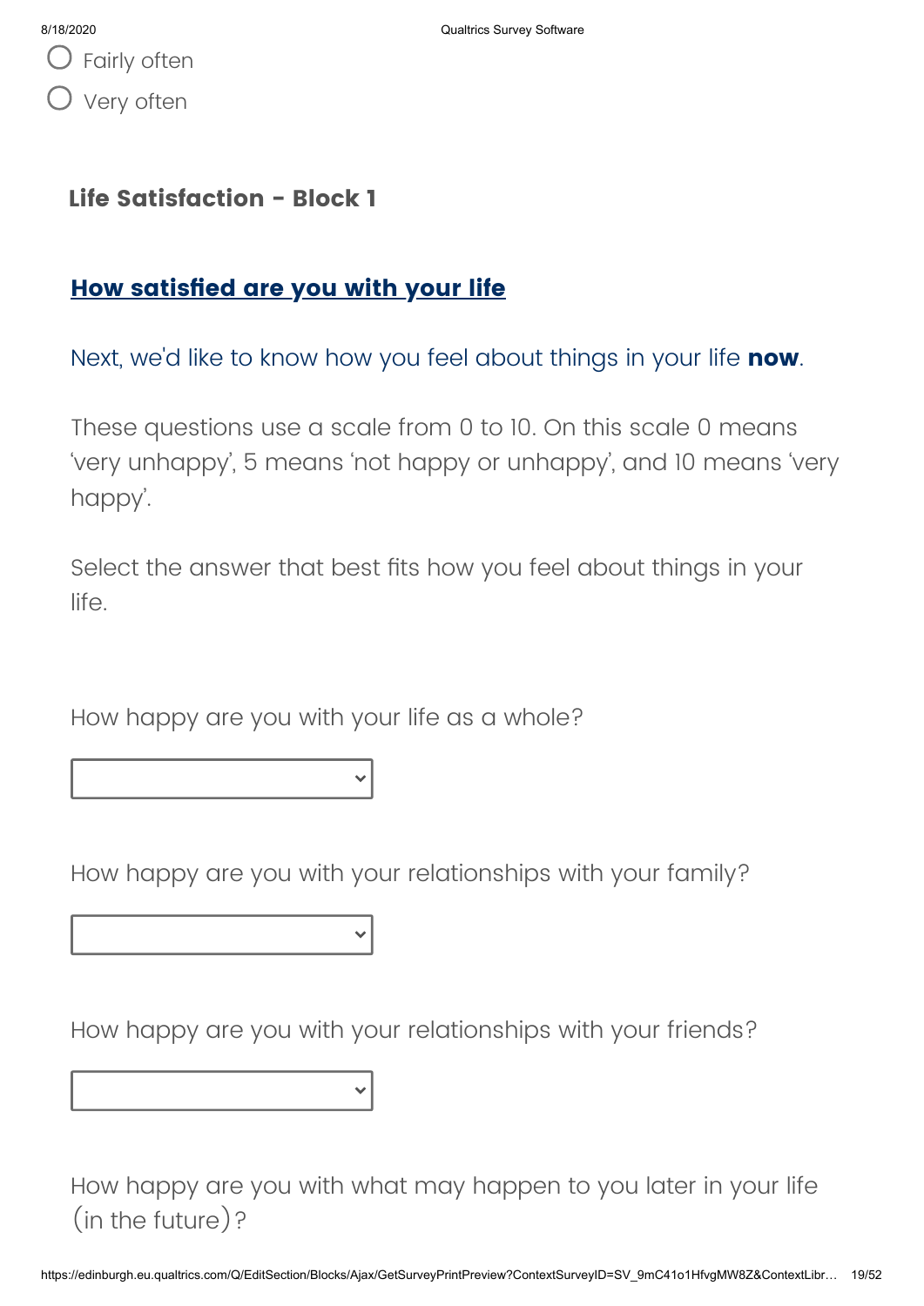○ Fairly often

○ Very often

## Life Satisfaction - Block 1

### How satisfied are you with your life

Next, we'd like to know how you feel about things in your life **now**.

These questions use a scale from 0 to 10. On this scale 0 means 'very unhappy', 5 means 'not happy or unhappy', and 10 means 'very happy'.

Select the answer that best fits how you feel about things in your life.

How happy are you with your life as a whole?

How happy are you with your relationships with your family?

How happy are you with your relationships with your friends?

How happy are you with what may happen to you later in your life (in the future)?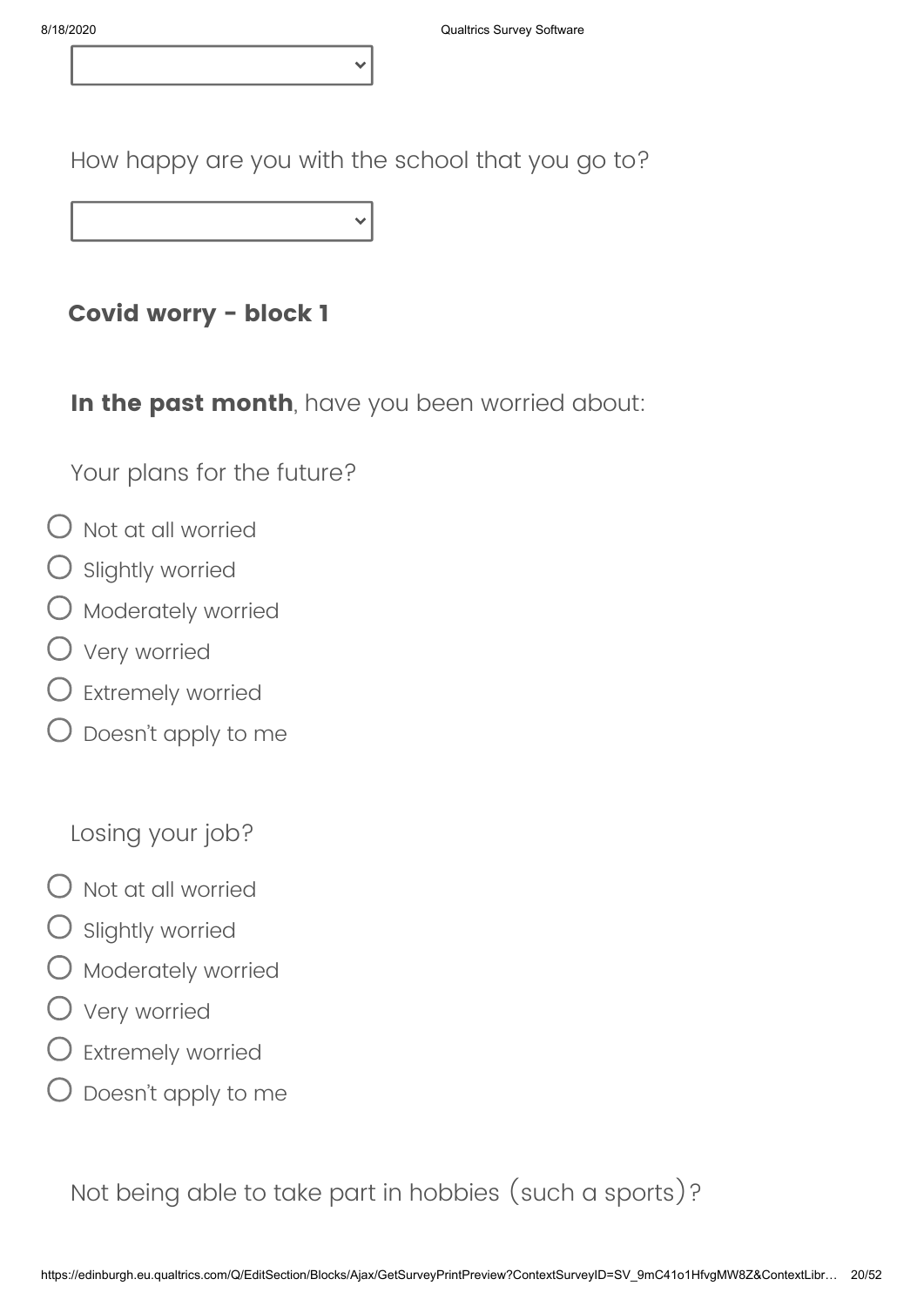How happy are you with the school that you go to?

## Covid worry - block 1

**In the past month**, have you been worried about:

Your plans for the future?

- Not at all worried
- Slightly worried
- Moderately worried
- Very worried
- Extremely worried
- Doesn't apply to me

Losing your job?

- Not at all worried
- Slightly worried
- Moderately worried
- Very worried
- Extremely worried
- Doesn't apply to me

Not being able to take part in hobbies (such a sports)?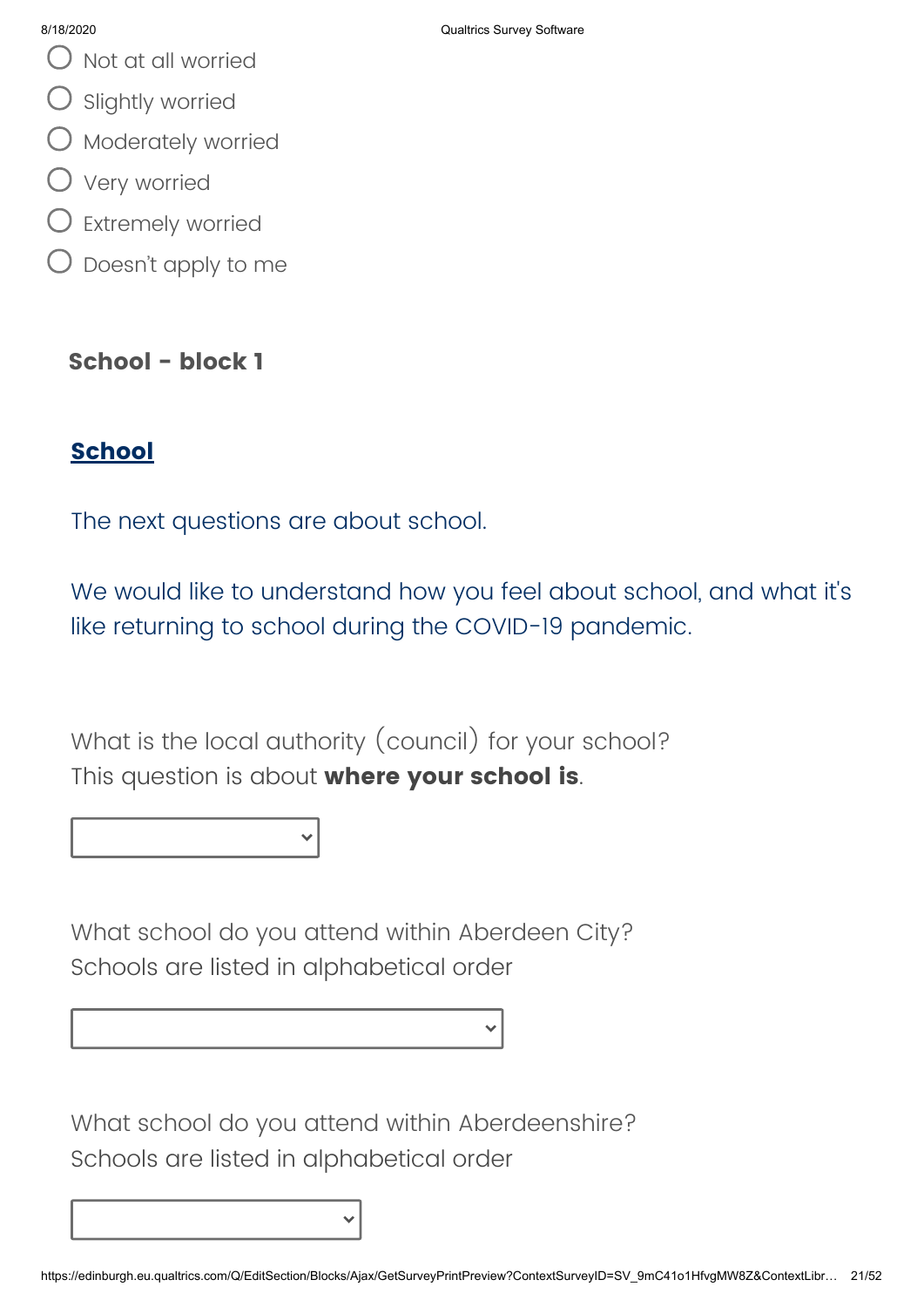- Not at all worried
- Slightly worried
- Moderately worried
- Very worried
- Extremely worried
- Doesn't apply to me

**School - block 1**

## School

The next questions are about school.

We would like to understand how you feel about school, and what it's like returning to school during the COVID-19 pandemic.

What is the local authority (council) for your school?
This question is about **where your school is**.

What school do you attend within Aberdeen City?
Schools are listed in alphabetical order

What school do you attend within Aberdeenshire?
Schools are listed in alphabetical order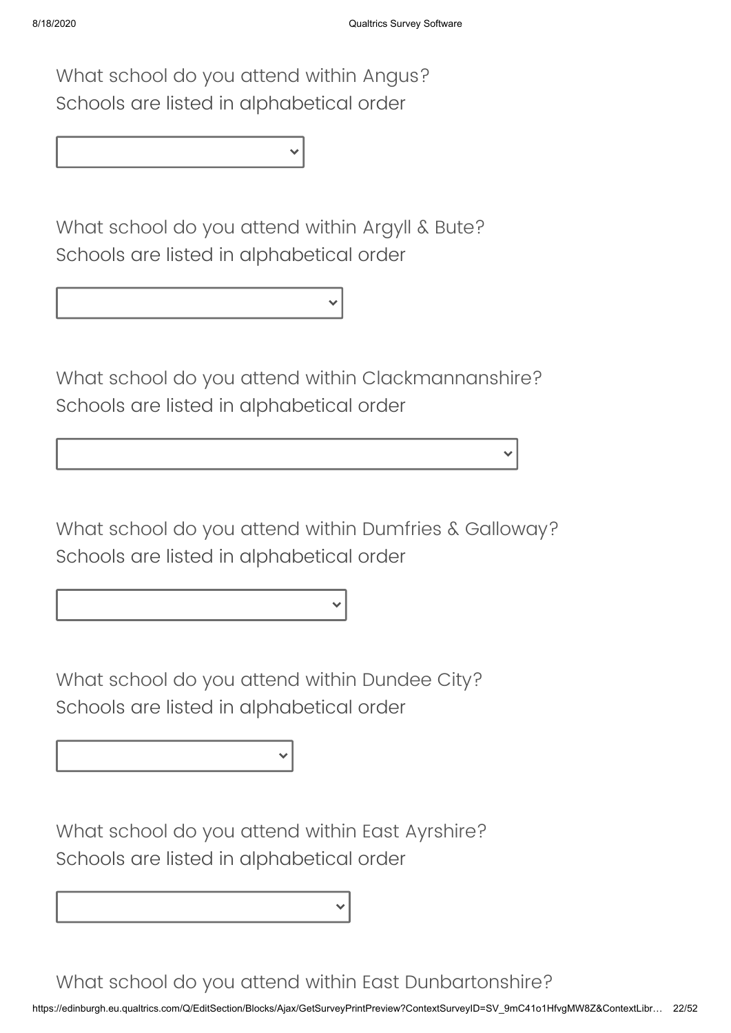What school do you attend within Angus?
Schools are listed in alphabetical order

What school do you attend within Argyll & Bute?
Schools are listed in alphabetical order

What school do you attend within Clackmannanshire?
Schools are listed in alphabetical order

What school do you attend within Dumfries & Galloway?
Schools are listed in alphabetical order

What school do you attend within Dundee City?
Schools are listed in alphabetical order

What school do you attend within East Ayrshire?
Schools are listed in alphabetical order

What school do you attend within East Dunbartonshire?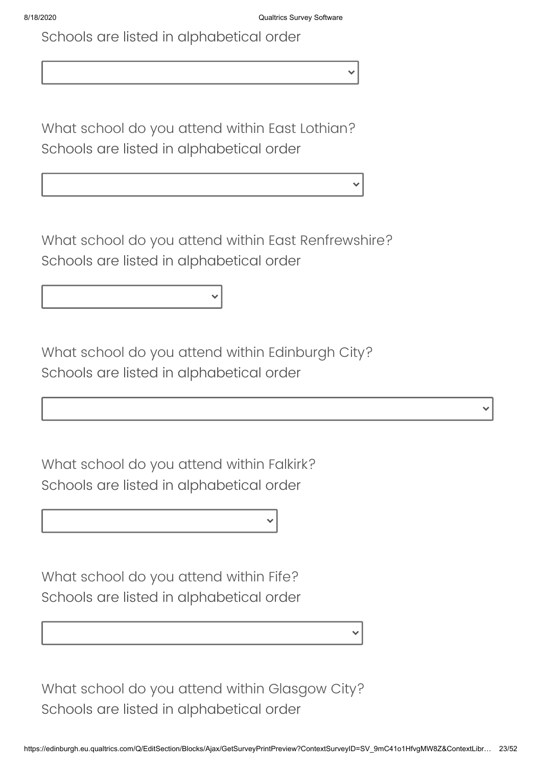Schools are listed in alphabetical order

What school do you attend within East Lothian?
Schools are listed in alphabetical order

What school do you attend within East Renfrewshire?
Schools are listed in alphabetical order

What school do you attend within Edinburgh City?
Schools are listed in alphabetical order

What school do you attend within Falkirk?
Schools are listed in alphabetical order

What school do you attend within Fife?
Schools are listed in alphabetical order

What school do you attend within Glasgow City?
Schools are listed in alphabetical order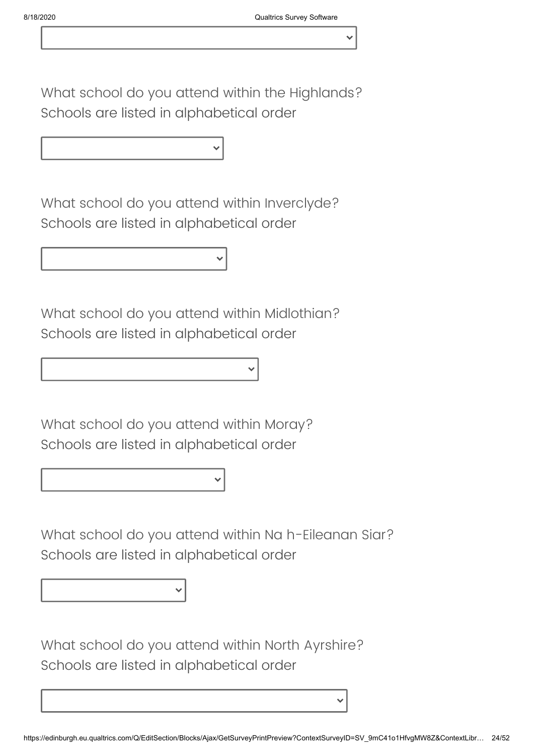What school do you attend within the Highlands?
Schools are listed in alphabetical order

What school do you attend within Inverclyde?
Schools are listed in alphabetical order

What school do you attend within Midlothian?
Schools are listed in alphabetical order

What school do you attend within Moray?
Schools are listed in alphabetical order

What school do you attend within Na h-Eileanan Siar?
Schools are listed in alphabetical order

What school do you attend within North Ayrshire?
Schools are listed in alphabetical order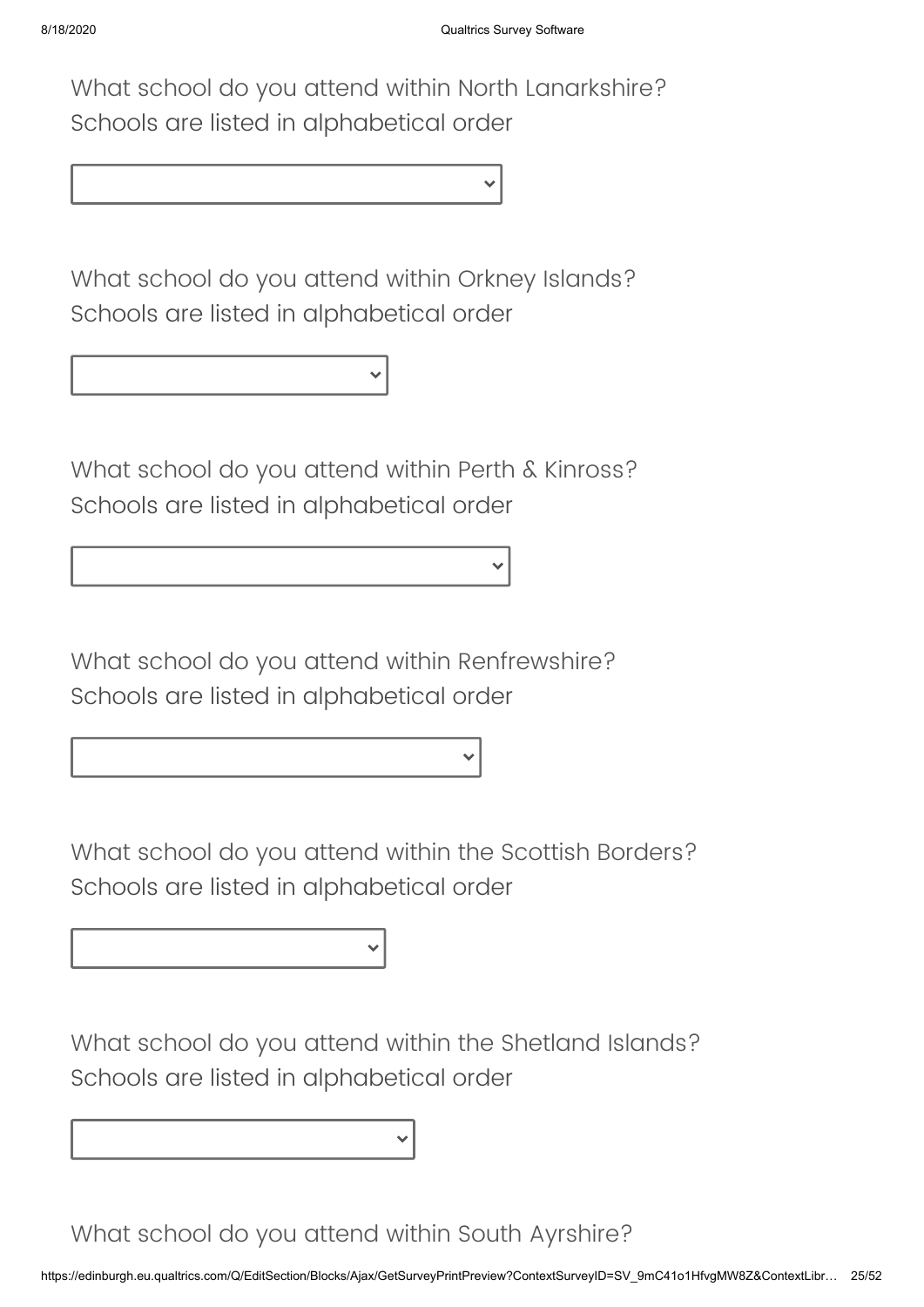What school do you attend within North Lanarkshire?
Schools are listed in alphabetical order

What school do you attend within Orkney Islands?
Schools are listed in alphabetical order

What school do you attend within Perth & Kinross?
Schools are listed in alphabetical order

What school do you attend within Renfrewshire?
Schools are listed in alphabetical order

What school do you attend within the Scottish Borders?
Schools are listed in alphabetical order

What school do you attend within the Shetland Islands?
Schools are listed in alphabetical order

What school do you attend within South Ayrshire?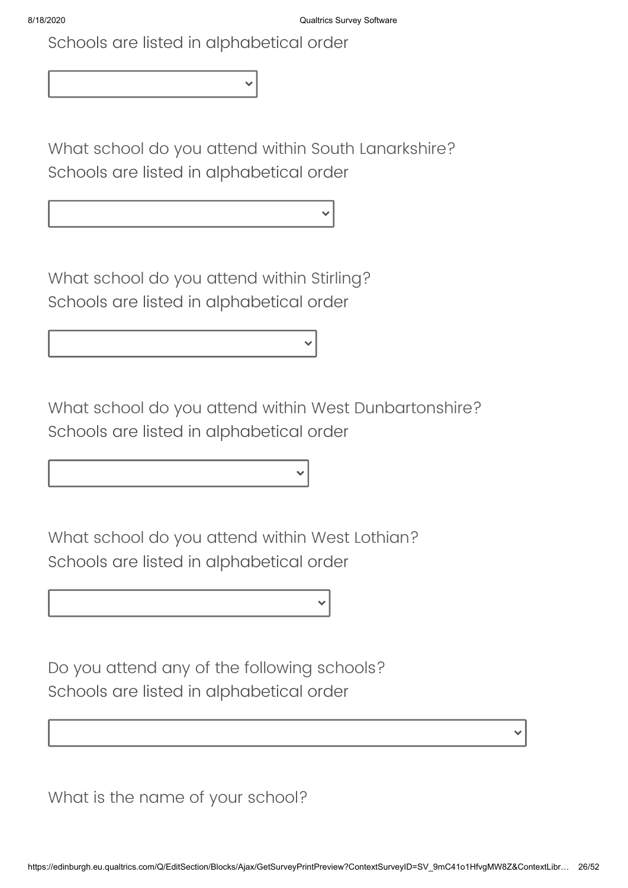Schools are listed in alphabetical order

What school do you attend within South Lanarkshire?
Schools are listed in alphabetical order

What school do you attend within Stirling?
Schools are listed in alphabetical order

What school do you attend within West Dunbartonshire?
Schools are listed in alphabetical order

What school do you attend within West Lothian?
Schools are listed in alphabetical order

Do you attend any of the following schools?
Schools are listed in alphabetical order

What is the name of your school?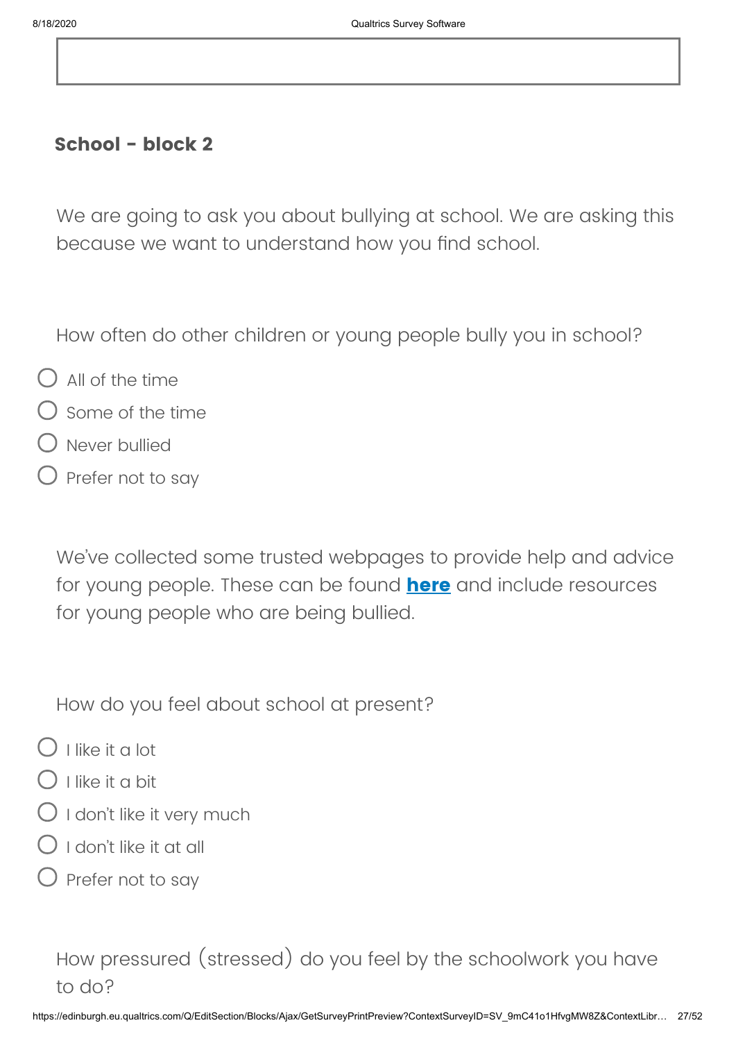### School - block 2

We are going to ask you about bullying at school. We are asking this because we want to understand how you find school.

How often do other children or young people bully you in school?

- ○ All of the time
- ○ Some of the time
- ○ Never bullied
- ○ Prefer not to say

We've collected some trusted webpages to provide help and advice for young people. These can be found **here** and include resources for young people who are being bullied.

How do you feel about school at present?

- ○ I like it a lot
- ○ I like it a bit
- ○ I don't like it very much
- ○ I don't like it at all
- ○ Prefer not to say

How pressured (stressed) do you feel by the schoolwork you have to do?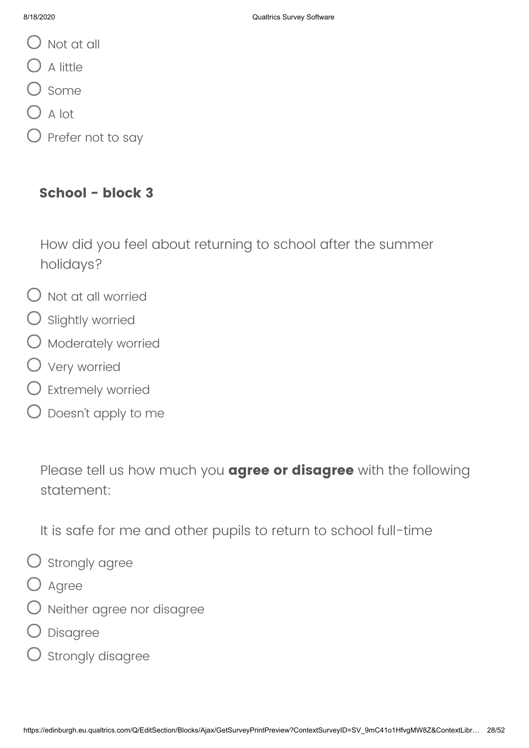- Not at all
- A little
- Some
- A lot
- Prefer not to say

### School - block 3

How did you feel about returning to school after the summer holidays?

- Not at all worried
- Slightly worried
- Moderately worried
- Very worried
- Extremely worried
- Doesn't apply to me

Please tell us how much you **agree or disagree** with the following statement:

It is safe for me and other pupils to return to school full-time

- Strongly agree
- Agree
- Neither agree nor disagree
- Disagree
- Strongly disagree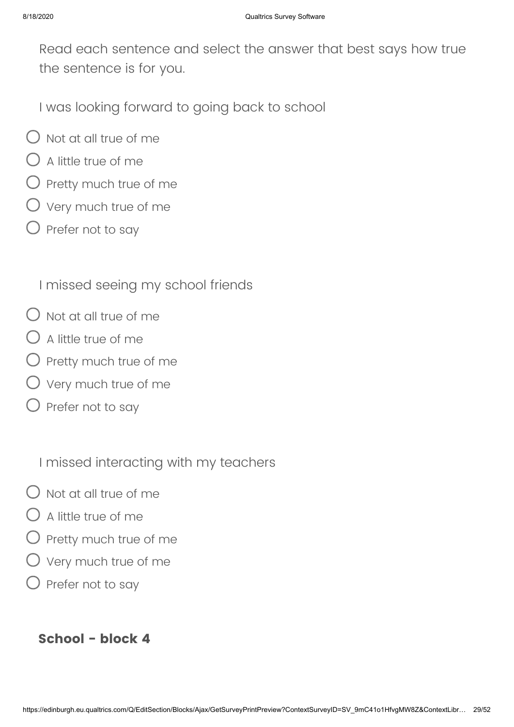Read each sentence and select the answer that best says how true the sentence is for you.

I was looking forward to going back to school

- Not at all true of me
- A little true of me
- Pretty much true of me
- Very much true of me
- Prefer not to say

I missed seeing my school friends

- Not at all true of me
- A little true of me
- Pretty much true of me
- Very much true of me
- Prefer not to say

I missed interacting with my teachers

- Not at all true of me
- A little true of me
- Pretty much true of me
- Very much true of me
- Prefer not to say

## School - block 4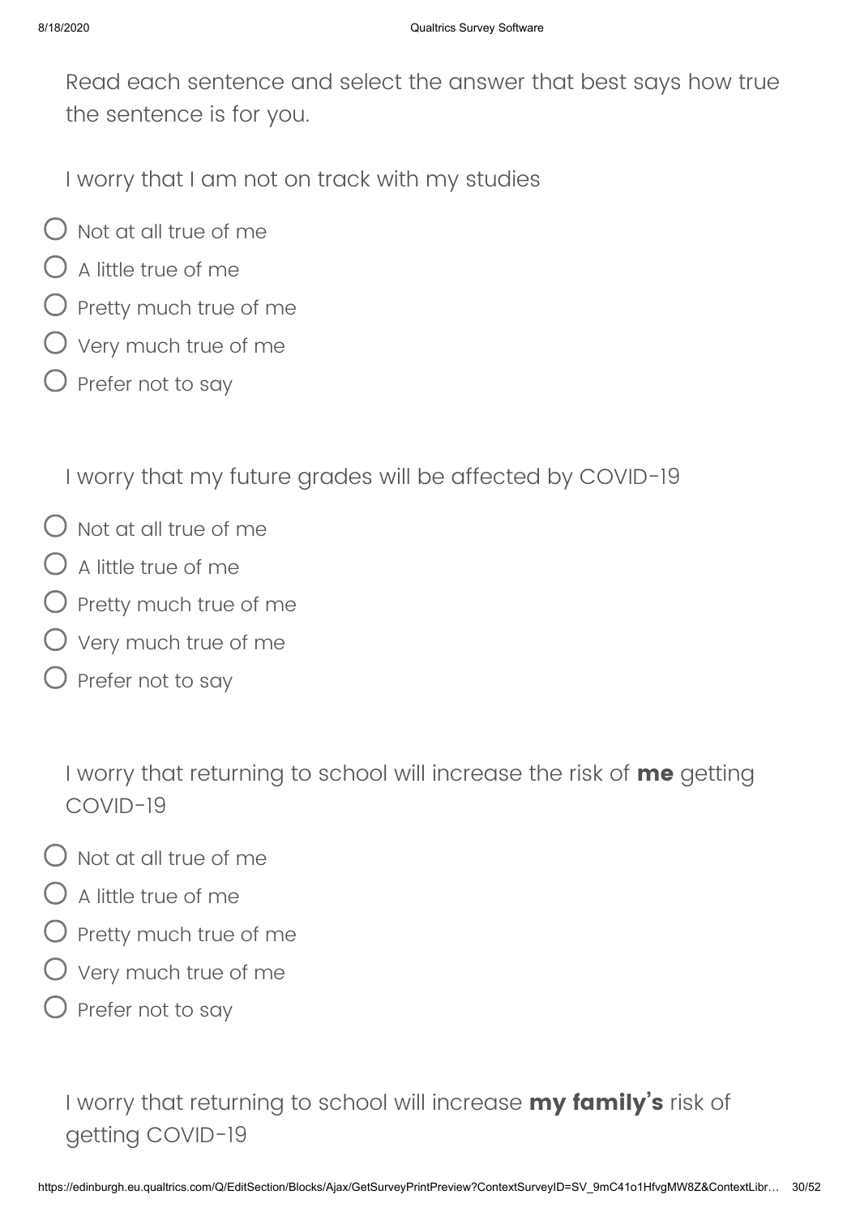Read each sentence and select the answer that best says how true the sentence is for you.

I worry that I am not on track with my studies

- ◯ Not at all true of me
- ◯ A little true of me
- ◯ Pretty much true of me
- ◯ Very much true of me
- ◯ Prefer not to say

I worry that my future grades will be affected by COVID-19

- ◯ Not at all true of me
- ◯ A little true of me
- ◯ Pretty much true of me
- ◯ Very much true of me
- ◯ Prefer not to say

I worry that returning to school will increase the risk of **me** getting COVID-19

- ◯ Not at all true of me
- ◯ A little true of me
- ◯ Pretty much true of me
- ◯ Very much true of me
- ◯ Prefer not to say

I worry that returning to school will increase **my family's** risk of getting COVID-19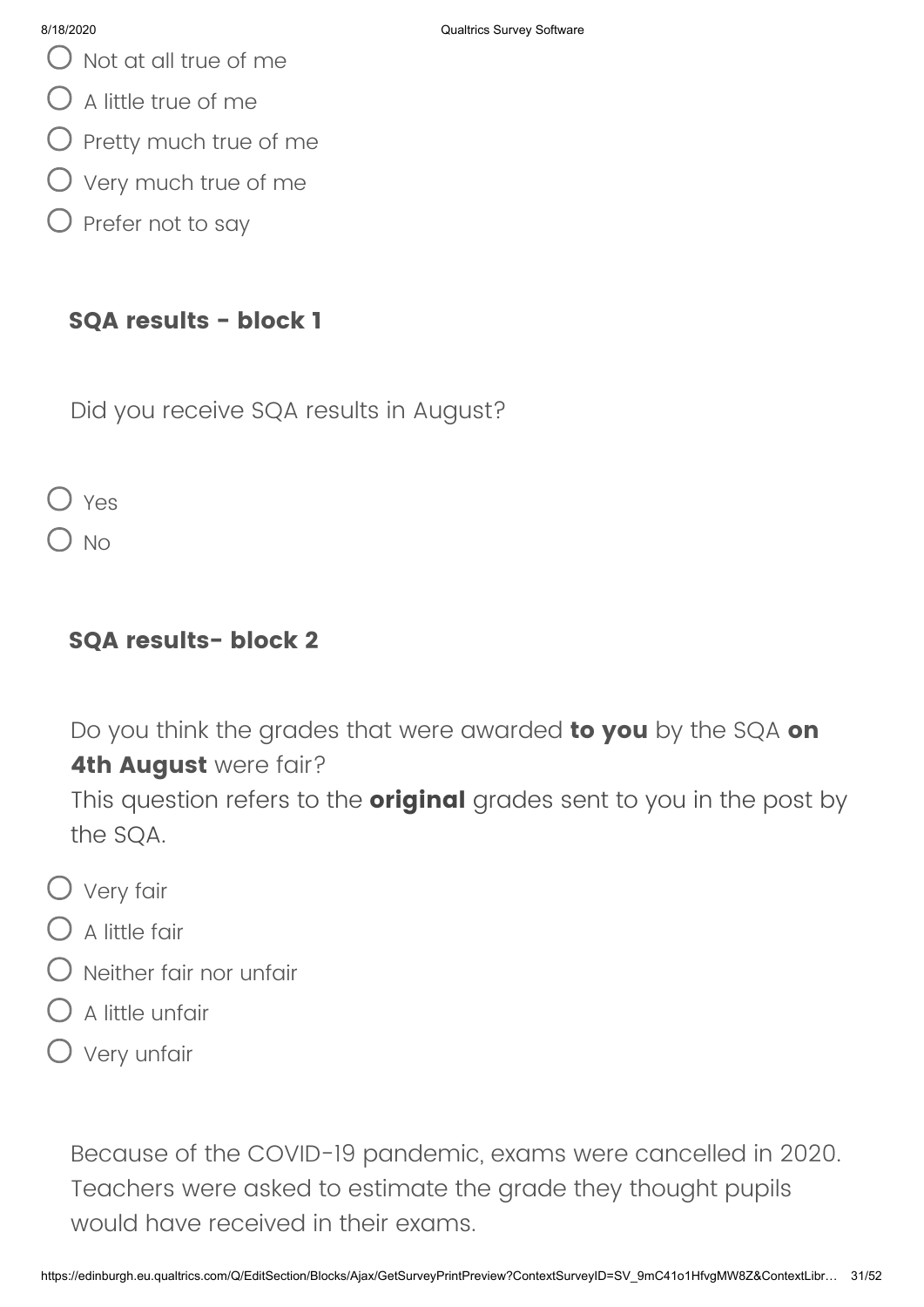- Not at all true of me
- A little true of me
- Pretty much true of me
- Very much true of me
- Prefer not to say

### SQA results - block 1

Did you receive SQA results in August?

- Yes
- No

### SQA results- block 2

Do you think the grades that were awarded **to you** by the SQA **on 4th August** were fair?
This question refers to the **original** grades sent to you in the post by the SQA.

- Very fair
- A little fair
- Neither fair nor unfair
- A little unfair
- Very unfair

Because of the COVID-19 pandemic, exams were cancelled in 2020. Teachers were asked to estimate the grade they thought pupils would have received in their exams.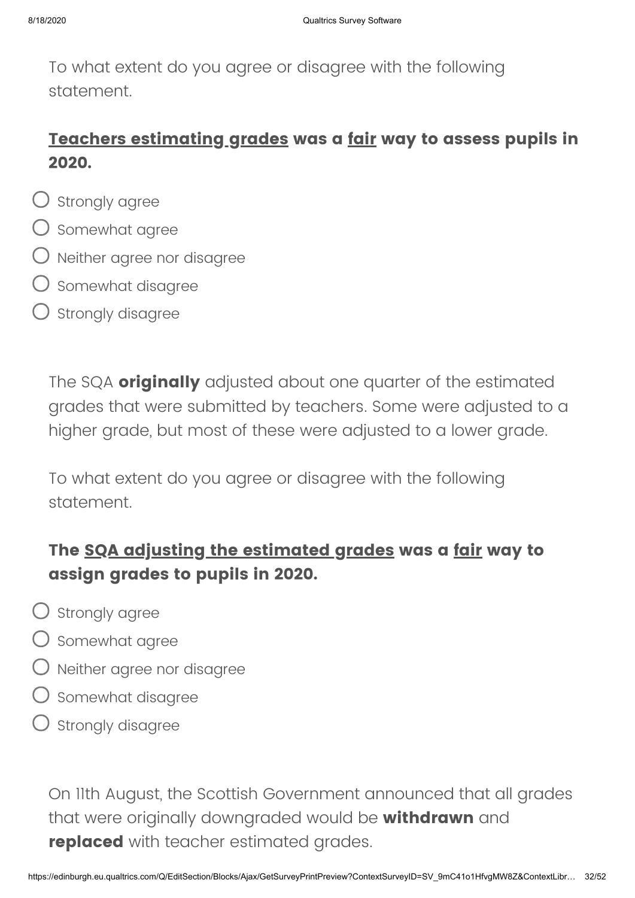To what extent do you agree or disagree with the following statement.

**<u>Teachers estimating grades</u> was a <u>fair</u> way to assess pupils in 2020.**

- Strongly agree
- Somewhat agree
- Neither agree nor disagree
- Somewhat disagree
- Strongly disagree

The SQA **originally** adjusted about one quarter of the estimated grades that were submitted by teachers. Some were adjusted to a higher grade, but most of these were adjusted to a lower grade.

To what extent do you agree or disagree with the following statement.

**The <u>SQA adjusting the estimated grades</u> was a <u>fair</u> way to assign grades to pupils in 2020.**

- Strongly agree
- Somewhat agree
- Neither agree nor disagree
- Somewhat disagree
- Strongly disagree

On 11th August, the Scottish Government announced that all grades that were originally downgraded would be **withdrawn** and **replaced** with teacher estimated grades.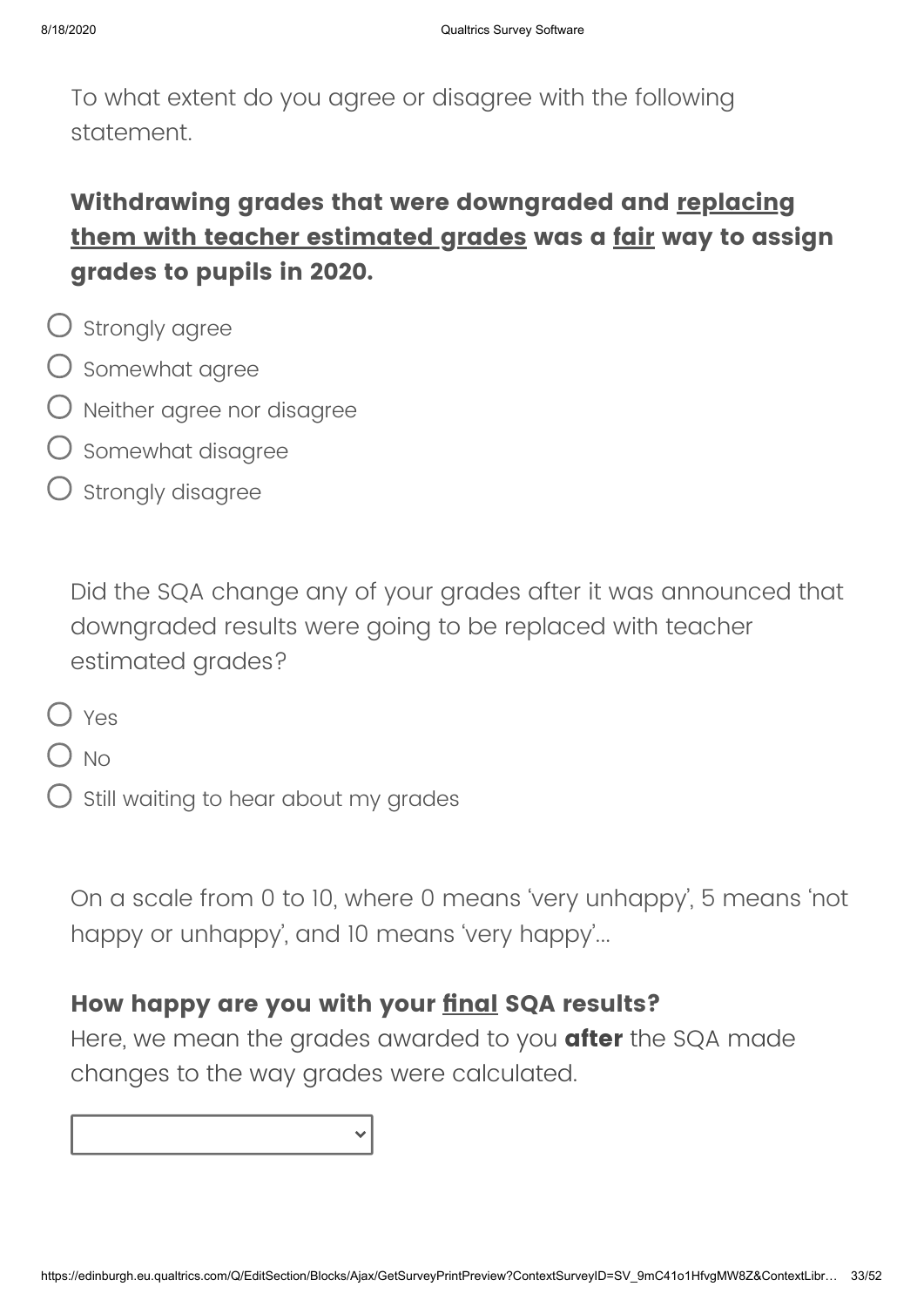To what extent do you agree or disagree with the following statement.

**Withdrawing grades that were downgraded and <u>replacing them with teacher estimated grades</u> was a <u>fair</u> way to assign grades to pupils in 2020.**

- ○ Strongly agree
- ○ Somewhat agree
- ○ Neither agree nor disagree
- ○ Somewhat disagree
- ○ Strongly disagree

Did the SQA change any of your grades after it was announced that downgraded results were going to be replaced with teacher estimated grades?

- ○ Yes
- ○ No
- ○ Still waiting to hear about my grades

On a scale from 0 to 10, where 0 means 'very unhappy', 5 means 'not happy or unhappy', and 10 means 'very happy'...

**How happy are you with your <u>final</u> SQA results?**
Here, we mean the grades awarded to you **after** the SQA made changes to the way grades were calculated.

[Dropdown]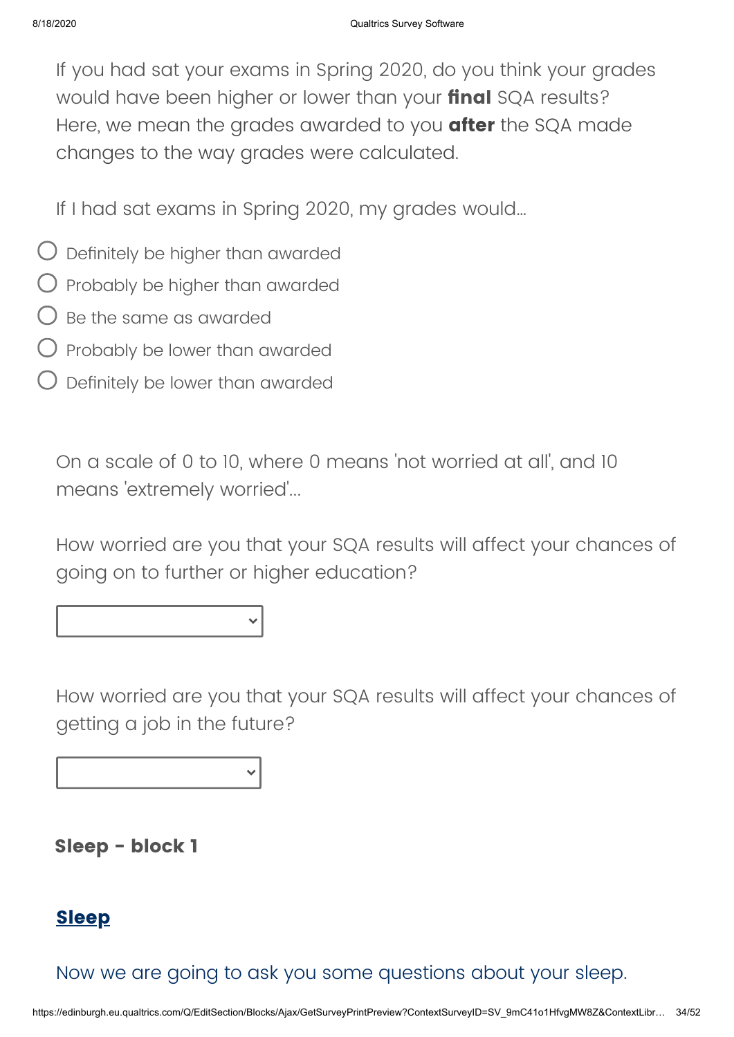If you had sat your exams in Spring 2020, do you think your grades would have been higher or lower than your **final** SQA results? Here, we mean the grades awarded to you **after** the SQA made changes to the way grades were calculated.

If I had sat exams in Spring 2020, my grades would...

- Definitely be higher than awarded
- Probably be higher than awarded
- Be the same as awarded
- Probably be lower than awarded
- Definitely be lower than awarded

On a scale of 0 to 10, where 0 means 'not worried at all', and 10 means 'extremely worried'...

How worried are you that your SQA results will affect your chances of going on to further or higher education?

How worried are you that your SQA results will affect your chances of getting a job in the future?

**Sleep - block 1**

## Sleep

Now we are going to ask you some questions about your sleep.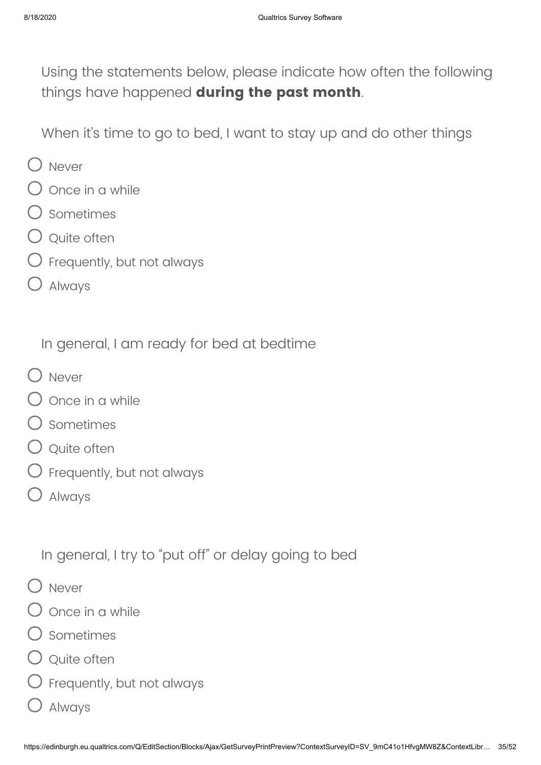Using the statements below, please indicate how often the following things have happened **during the past month**.

When it's time to go to bed, I want to stay up and do other things

- Never
- Once in a while
- Sometimes
- Quite often
- Frequently, but not always
- Always

In general, I am ready for bed at bedtime

- Never
- Once in a while
- Sometimes
- Quite often
- Frequently, but not always
- Always

In general, I try to "put off" or delay going to bed

- Never
- Once in a while
- Sometimes
- Quite often
- Frequently, but not always
- Always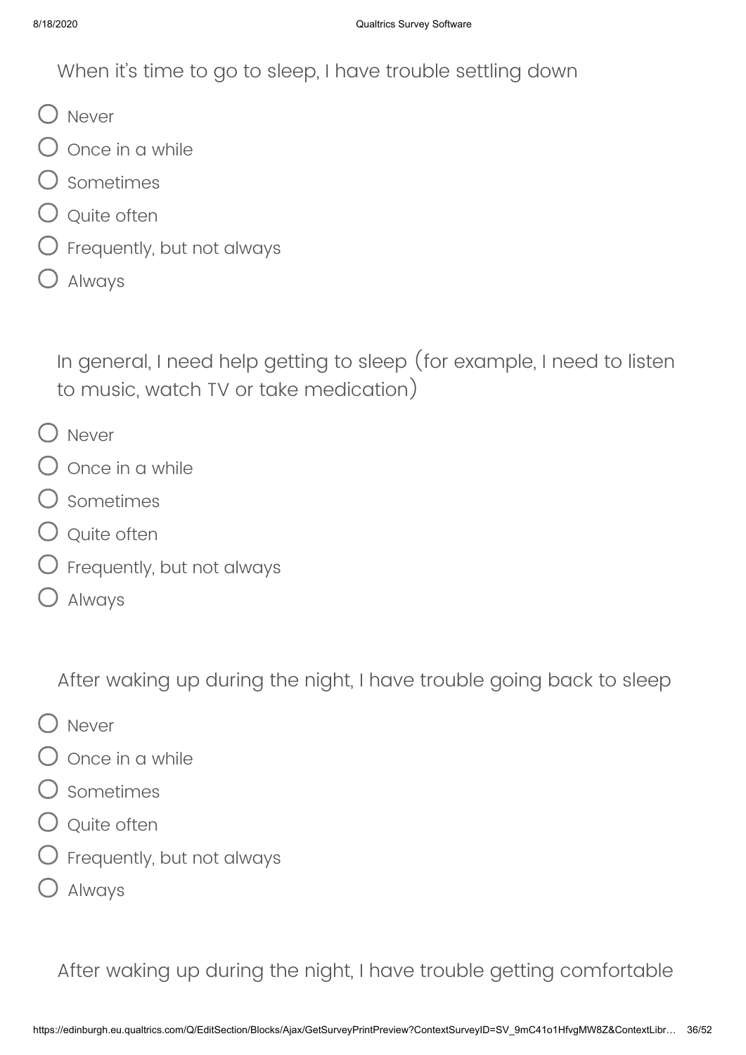When it's time to go to sleep, I have trouble settling down

- Never
- Once in a while
- Sometimes
- Quite often
- Frequently, but not always
- Always

In general, I need help getting to sleep (for example, I need to listen to music, watch TV or take medication)

- Never
- Once in a while
- Sometimes
- Quite often
- Frequently, but not always
- Always

After waking up during the night, I have trouble going back to sleep

- Never
- Once in a while
- Sometimes
- Quite often
- Frequently, but not always
- Always

After waking up during the night, I have trouble getting comfortable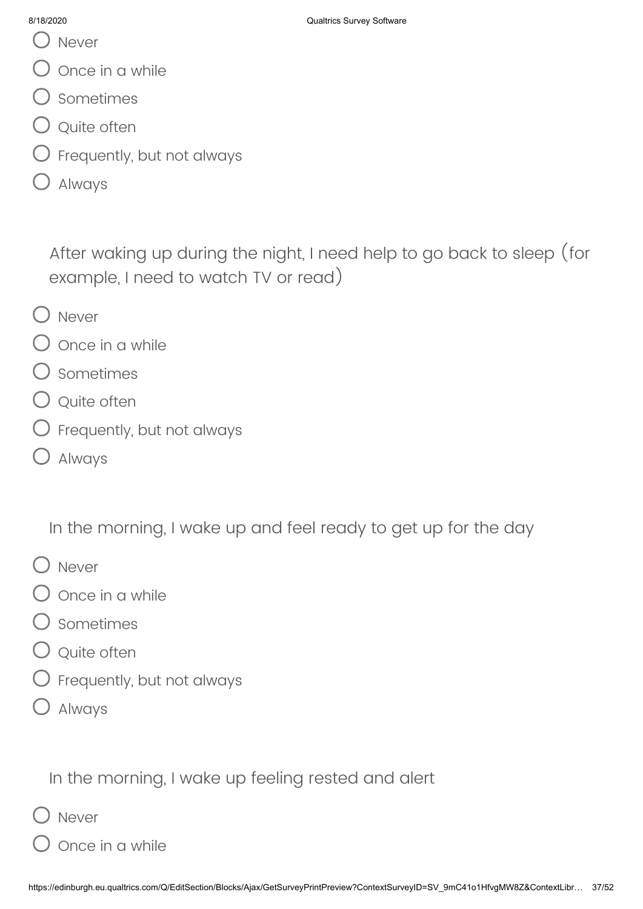- Never
- Once in a while
- Sometimes
- Quite often
- Frequently, but not always
- Always

After waking up during the night, I need help to go back to sleep (for example, I need to watch TV or read)

- Never
- Once in a while
- Sometimes
- Quite often
- Frequently, but not always
- Always

In the morning, I wake up and feel ready to get up for the day

- Never
- Once in a while
- Sometimes
- Quite often
- Frequently, but not always
- Always

In the morning, I wake up feeling rested and alert

- Never
- Once in a while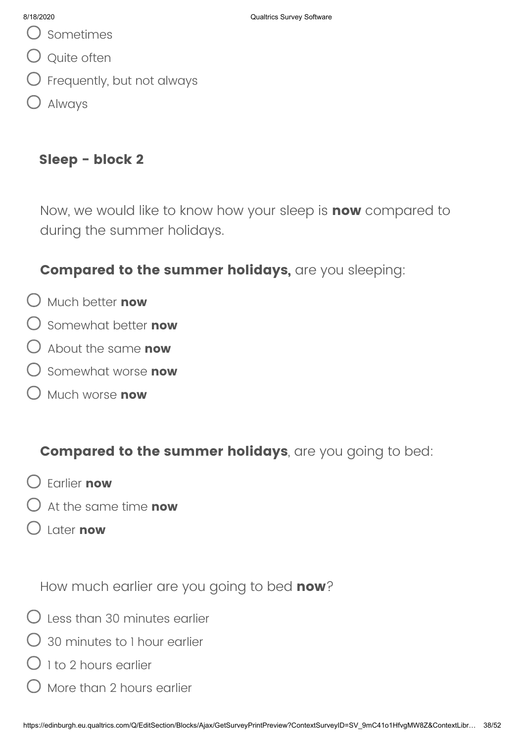- Sometimes
- Quite often
- Frequently, but not always
- Always

## Sleep - block 2

Now, we would like to know how your sleep is **now** compared to during the summer holidays.

**Compared to the summer holidays,** are you sleeping:

- Much better **now**
- Somewhat better **now**
- About the same **now**
- Somewhat worse **now**
- Much worse **now**

**Compared to the summer holidays**, are you going to bed:

- Earlier **now**
- At the same time **now**
- Later **now**

How much earlier are you going to bed **now**?

- Less than 30 minutes earlier
- 30 minutes to 1 hour earlier
- 1 to 2 hours earlier
- More than 2 hours earlier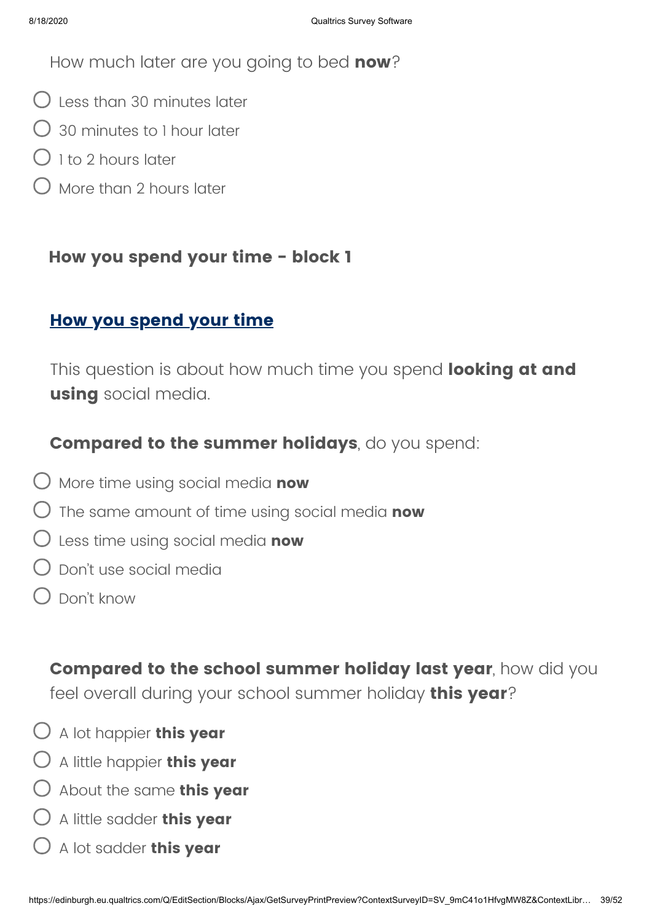How much later are you going to bed **now**?

- ◯ Less than 30 minutes later
- ◯ 30 minutes to 1 hour later
- ◯ 1 to 2 hours later
- ◯ More than 2 hours later

### How you spend your time - block 1

## How you spend your time

This question is about how much time you spend **looking at and using** social media.

**Compared to the summer holidays**, do you spend:

- ◯ More time using social media **now**
- ◯ The same amount of time using social media **now**
- ◯ Less time using social media **now**
- ◯ Don't use social media
- ◯ Don't know

**Compared to the school summer holiday last year**, how did you feel overall during your school summer holiday **this year**?

- ◯ A lot happier **this year**
- ◯ A little happier **this year**
- ◯ About the same **this year**
- ◯ A little sadder **this year**
- ◯ A lot sadder **this year**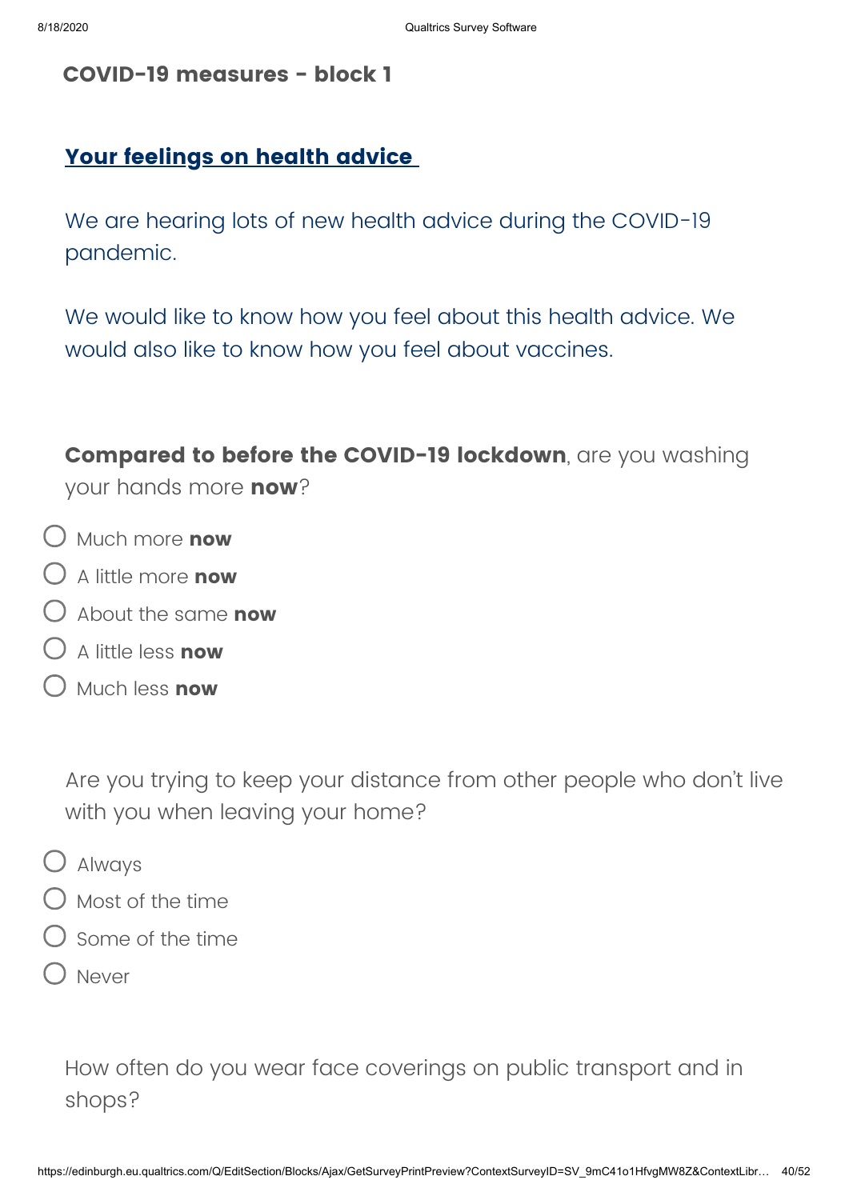## COVID-19 measures - block 1

### Your feelings on health advice

We are hearing lots of new health advice during the COVID-19 pandemic.

We would like to know how you feel about this health advice. We would also like to know how you feel about vaccines.

**Compared to before the COVID-19 lockdown**, are you washing your hands more **now**?

- Much more **now**
- A little more **now**
- About the same **now**
- A little less **now**
- Much less **now**

Are you trying to keep your distance from other people who don't live with you when leaving your home?

- Always
- Most of the time
- Some of the time
- Never

How often do you wear face coverings on public transport and in shops?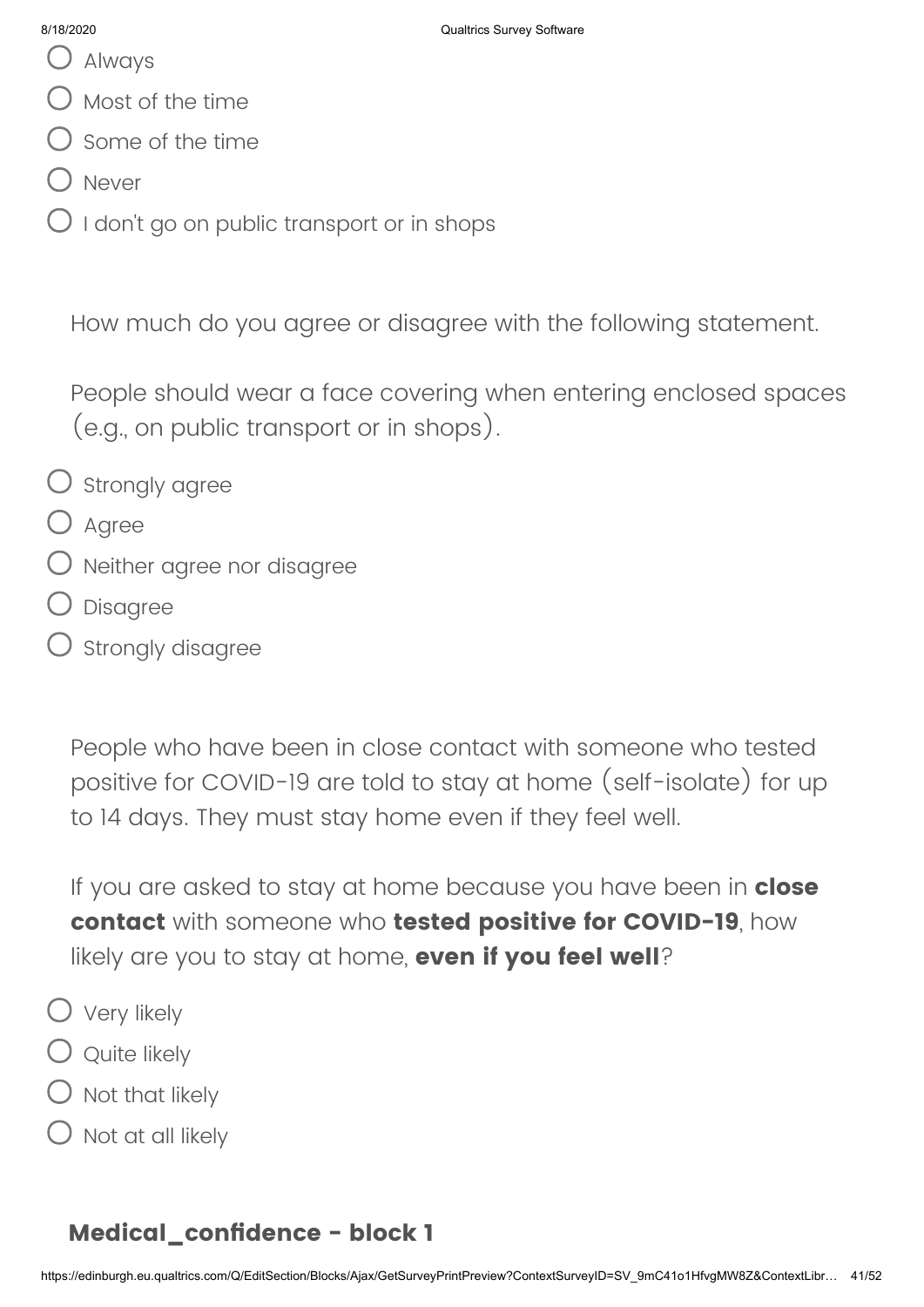- Always
- Most of the time
- Some of the time
- Never
- I don't go on public transport or in shops

How much do you agree or disagree with the following statement.

People should wear a face covering when entering enclosed spaces (e.g., on public transport or in shops).

- Strongly agree
- Agree
- Neither agree nor disagree
- Disagree
- Strongly disagree

People who have been in close contact with someone who tested positive for COVID-19 are told to stay at home (self-isolate) for up to 14 days. They must stay home even if they feel well.

If you are asked to stay at home because you have been in **close contact** with someone who **tested positive for COVID-19**, how likely are you to stay at home, **even if you feel well**?

- Very likely
- Quite likely
- Not that likely
- Not at all likely

## Medical_confidence - block 1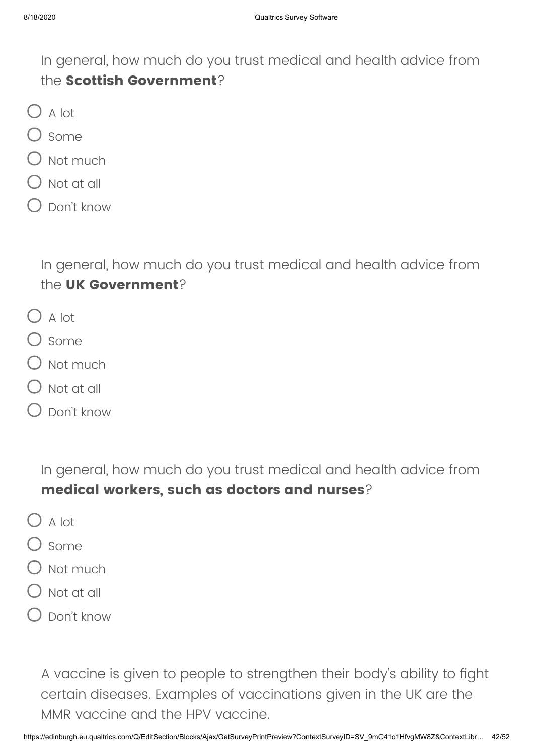In general, how much do you trust medical and health advice from the **Scottish Government**?

- A lot
- Some
- Not much
- Not at all
- Don't know

In general, how much do you trust medical and health advice from the **UK Government**?

- A lot
- Some
- Not much
- Not at all
- Don't know

In general, how much do you trust medical and health advice from **medical workers, such as doctors and nurses**?

- A lot
- Some
- Not much
- Not at all
- Don't know

A vaccine is given to people to strengthen their body's ability to fight certain diseases. Examples of vaccinations given in the UK are the MMR vaccine and the HPV vaccine.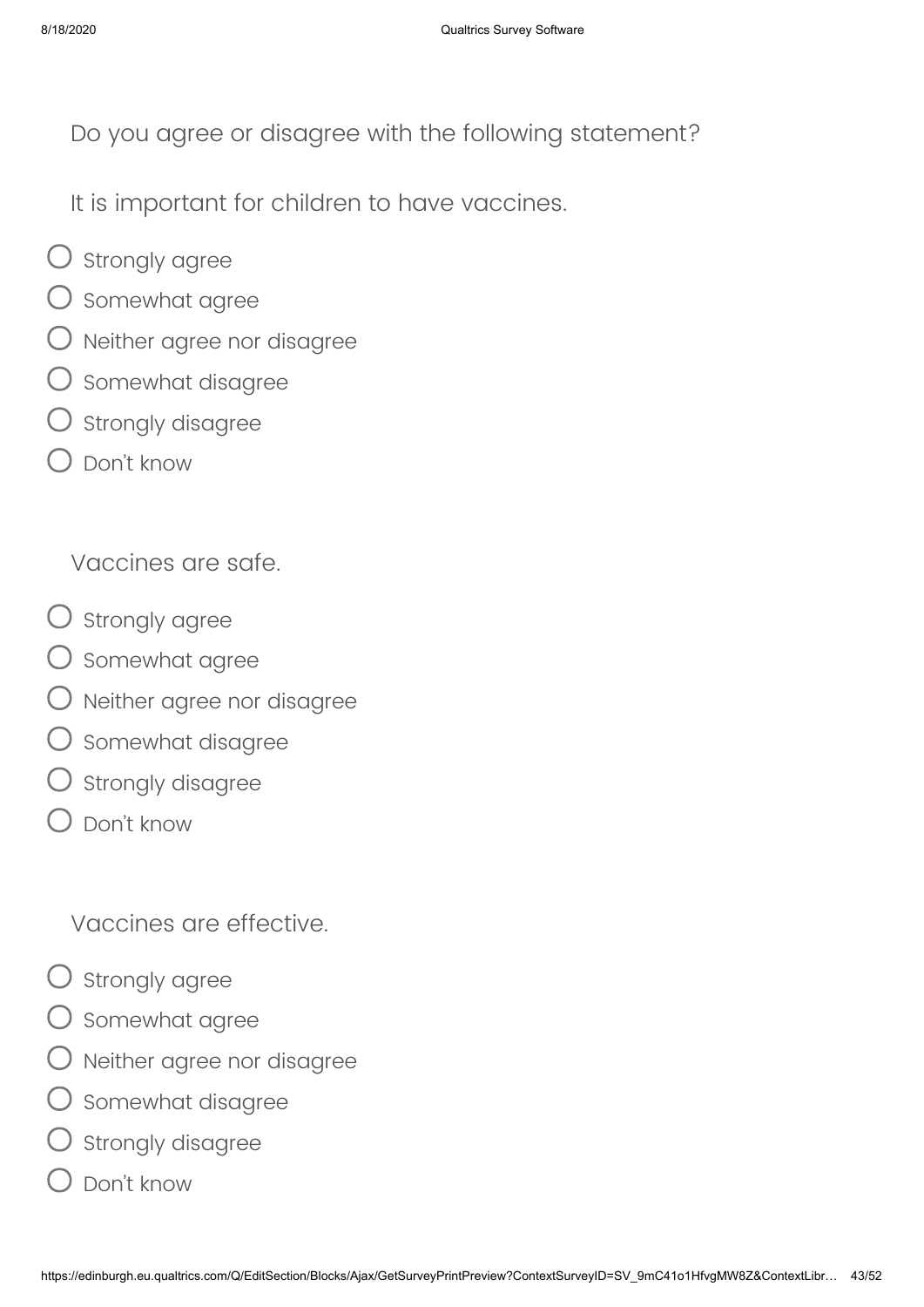Do you agree or disagree with the following statement?

It is important for children to have vaccines.

- Strongly agree
- Somewhat agree
- Neither agree nor disagree
- Somewhat disagree
- Strongly disagree
- Don't know

Vaccines are safe.

- Strongly agree
- Somewhat agree
- Neither agree nor disagree
- Somewhat disagree
- Strongly disagree
- Don't know

Vaccines are effective.

- Strongly agree
- Somewhat agree
- Neither agree nor disagree
- Somewhat disagree
- Strongly disagree
- Don't know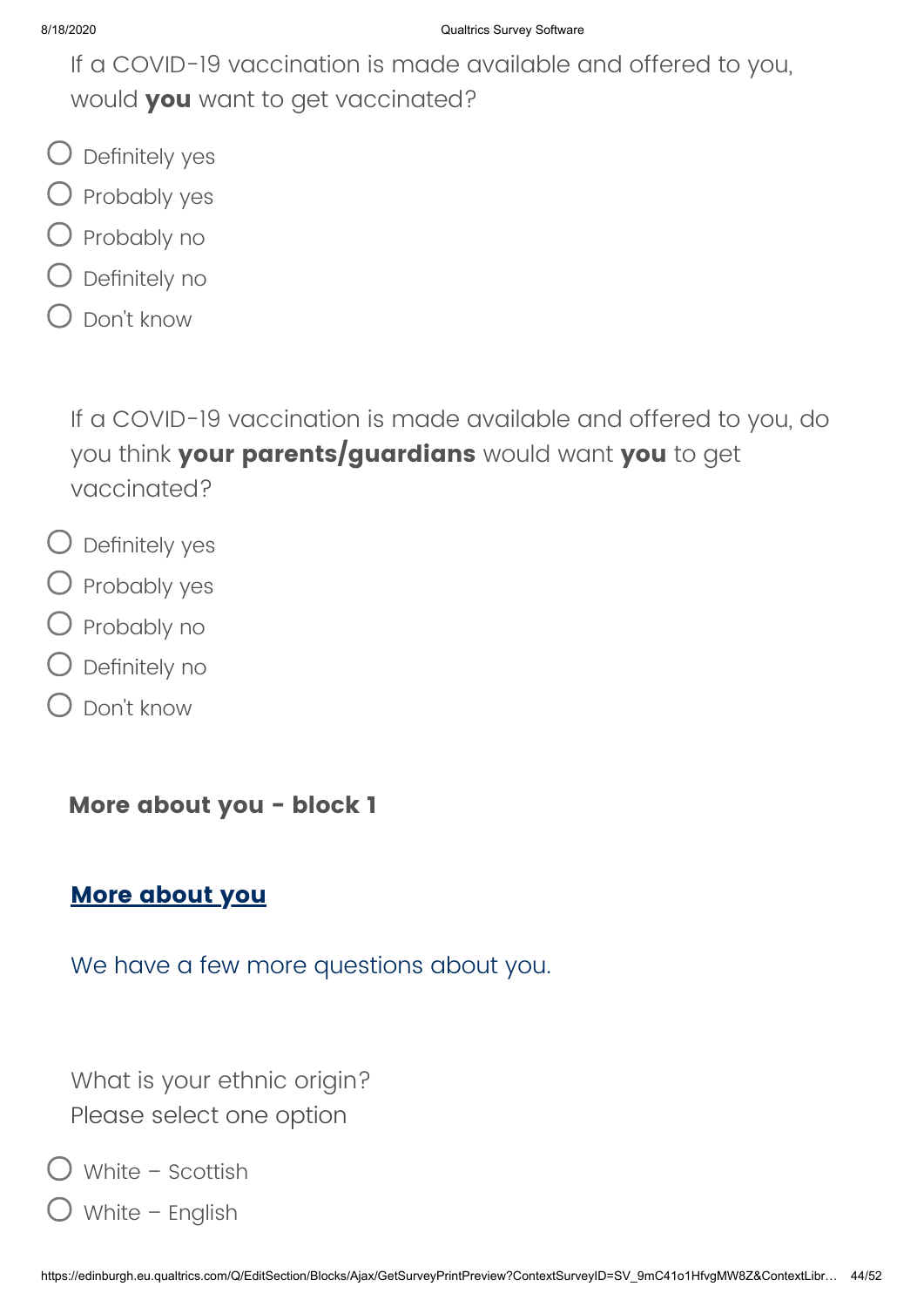If a COVID-19 vaccination is made available and offered to you, would **you** want to get vaccinated?

- Definitely yes
- Probably yes
- Probably no
- Definitely no
- Don't know

If a COVID-19 vaccination is made available and offered to you, do you think **your parents/guardians** would want **you** to get vaccinated?

- Definitely yes
- Probably yes
- Probably no
- Definitely no
- Don't know

### More about you - block 1

**More about you**

We have a few more questions about you.

What is your ethnic origin?
Please select one option

- White – Scottish
- White – English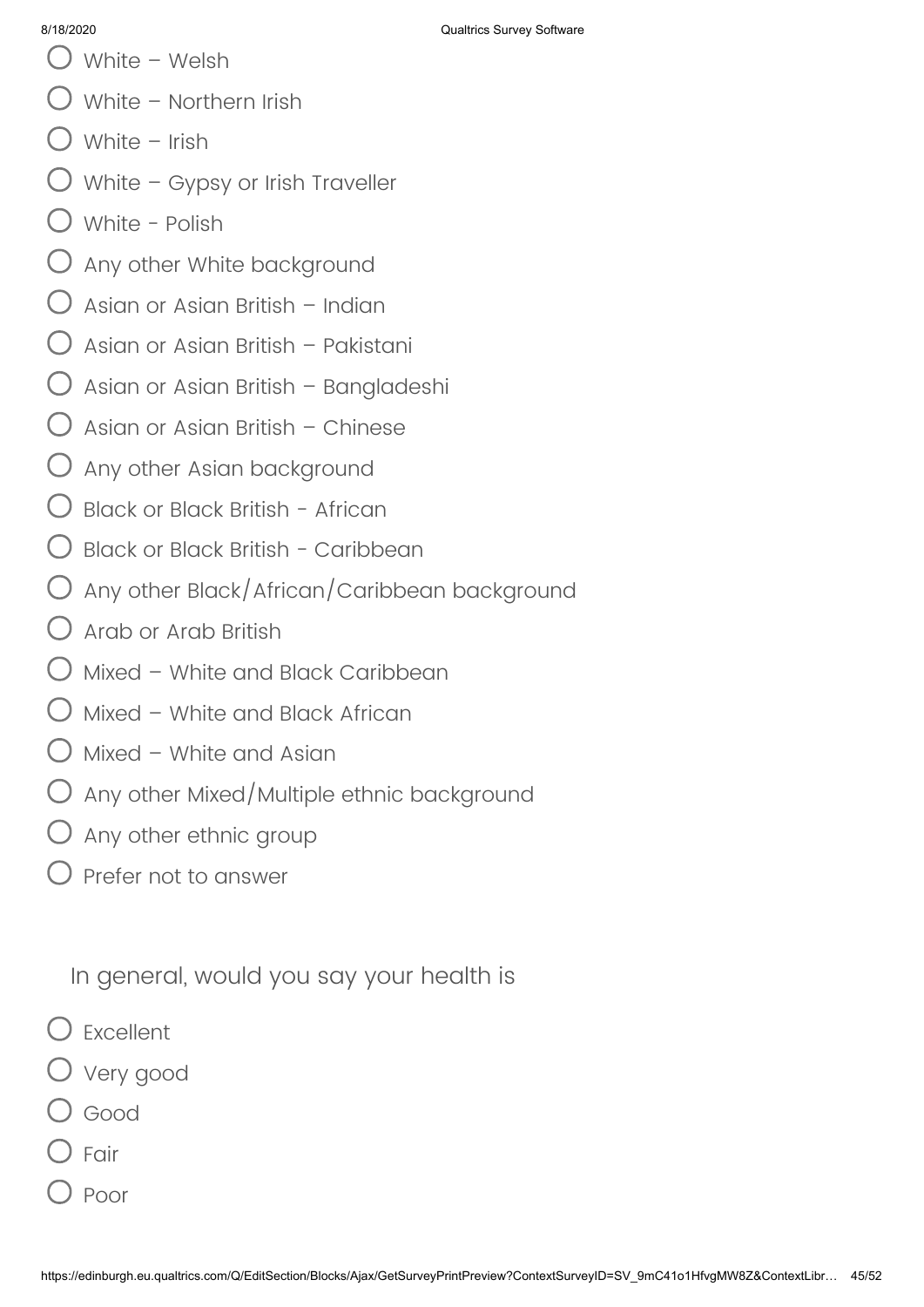- White – Welsh
- White – Northern Irish
- White – Irish
- White – Gypsy or Irish Traveller
- White - Polish
- Any other White background
- Asian or Asian British – Indian
- Asian or Asian British – Pakistani
- Asian or Asian British – Bangladeshi
- Asian or Asian British – Chinese
- Any other Asian background
- Black or Black British - African
- Black or Black British - Caribbean
- Any other Black/African/Caribbean background
- Arab or Arab British
- Mixed – White and Black Caribbean
- Mixed – White and Black African
- Mixed – White and Asian
- Any other Mixed/Multiple ethnic background
- Any other ethnic group
- Prefer not to answer

In general, would you say your health is

- Excellent
- Very good
- Good
- Fair
- Poor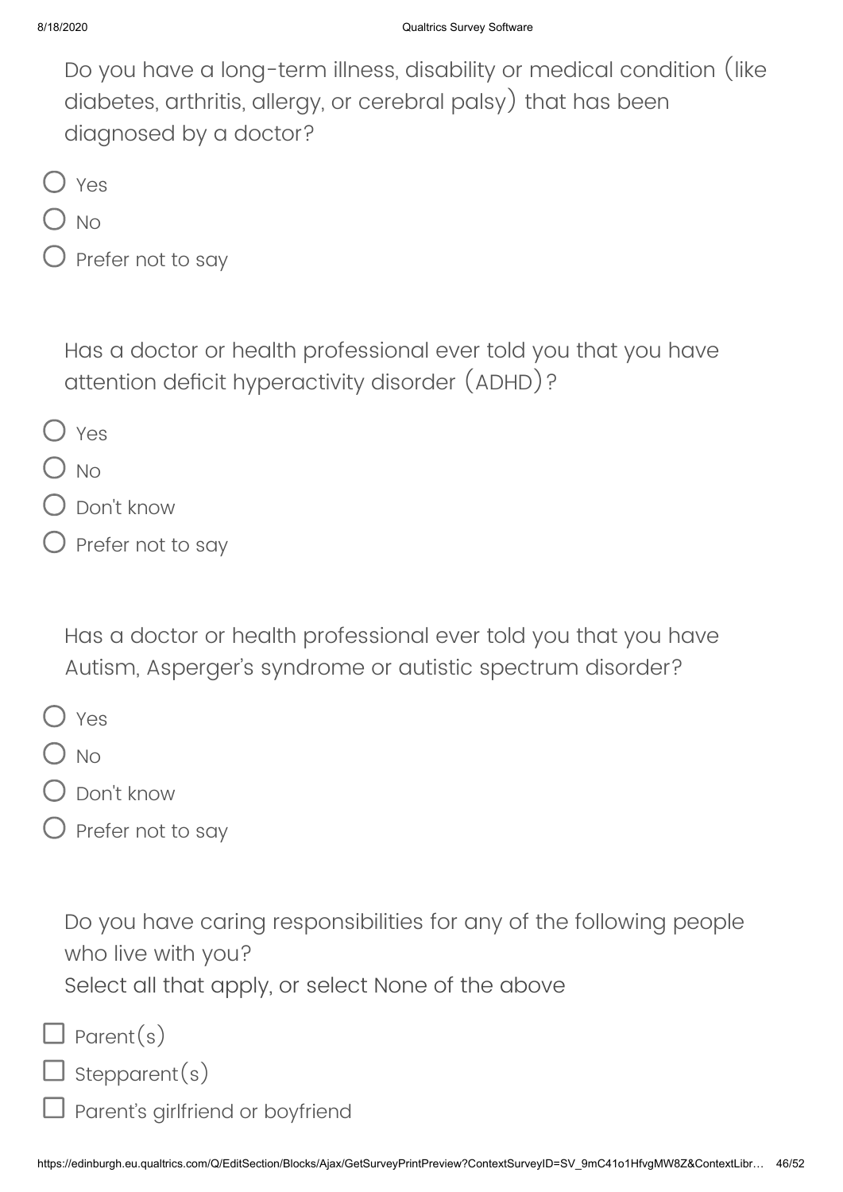Do you have a long-term illness, disability or medical condition (like diabetes, arthritis, allergy, or cerebral palsy) that has been diagnosed by a doctor?

- ○ Yes
- ○ No
- ○ Prefer not to say

Has a doctor or health professional ever told you that you have attention deficit hyperactivity disorder (ADHD)?

- ○ Yes
- ○ No
- ○ Don't know
- ○ Prefer not to say

Has a doctor or health professional ever told you that you have Autism, Asperger's syndrome or autistic spectrum disorder?

- ○ Yes
- ○ No
- ○ Don't know
- ○ Prefer not to say

Do you have caring responsibilities for any of the following people who live with you?
Select all that apply, or select None of the above

- ☐ Parent(s)
- ☐ Stepparent(s)
- ☐ Parent's girlfriend or boyfriend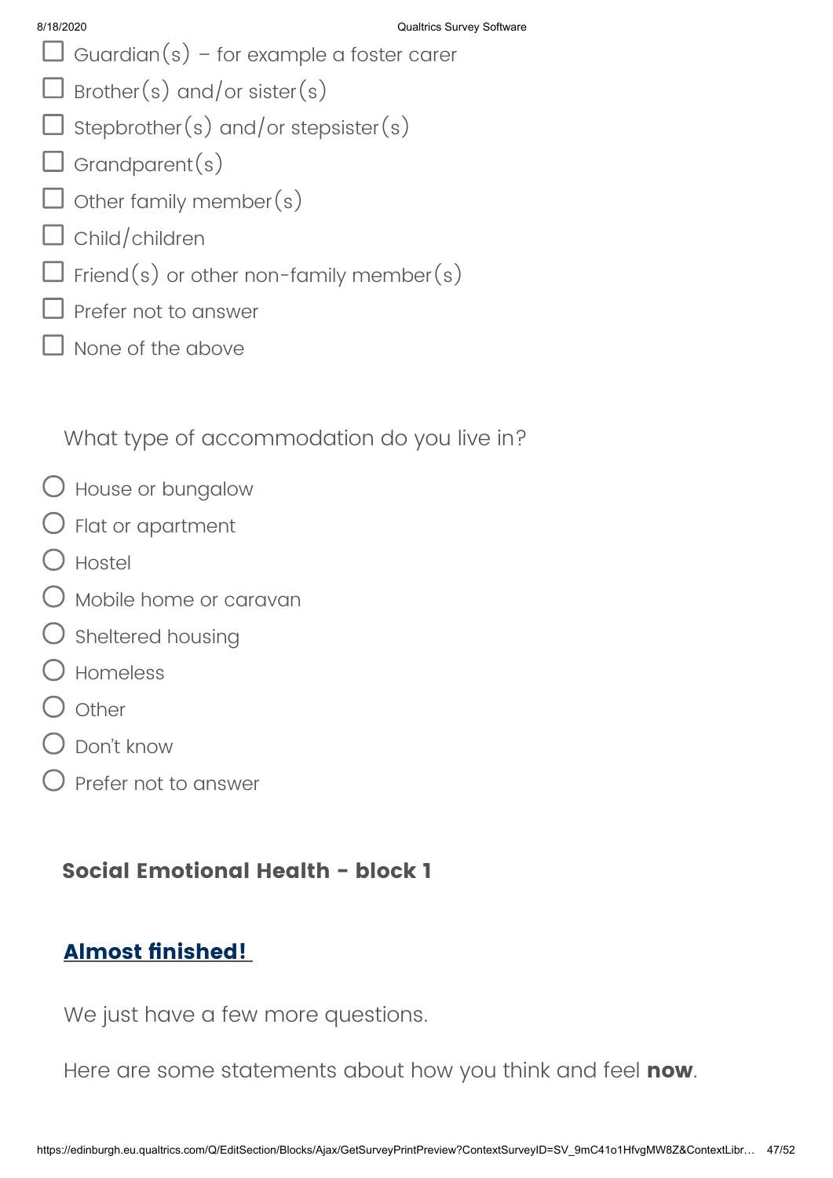- ☐ Guardian(s) – for example a foster carer
- ☐ Brother(s) and/or sister(s)
- ☐ Stepbrother(s) and/or stepsister(s)
- ☐ Grandparent(s)
- ☐ Other family member(s)
- ☐ Child/children
- ☐ Friend(s) or other non-family member(s)
- ☐ Prefer not to answer
- ☐ None of the above

What type of accommodation do you live in?

- ○ House or bungalow
- ○ Flat or apartment
- ○ Hostel
- ○ Mobile home or caravan
- ○ Sheltered housing
- ○ Homeless
- ○ Other
- ○ Don't know
- ○ Prefer not to answer

## Social Emotional Health - block 1

### Almost finished!

We just have a few more questions.

Here are some statements about how you think and feel **now**.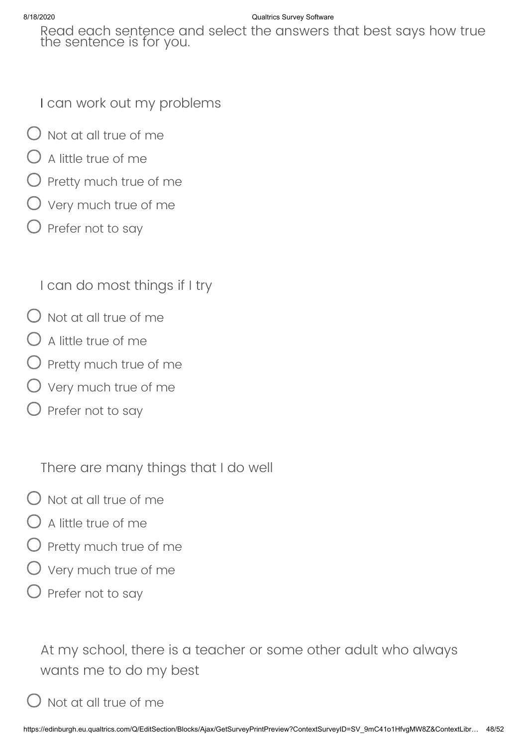Read each sentence and select the answers that best says how true the sentence is for you.

I can work out my problems

- Not at all true of me
- A little true of me
- Pretty much true of me
- Very much true of me
- Prefer not to say

I can do most things if I try

- Not at all true of me
- A little true of me
- Pretty much true of me
- Very much true of me
- Prefer not to say

There are many things that I do well

- Not at all true of me
- A little true of me
- Pretty much true of me
- Very much true of me
- Prefer not to say

At my school, there is a teacher or some other adult who always wants me to do my best

- Not at all true of me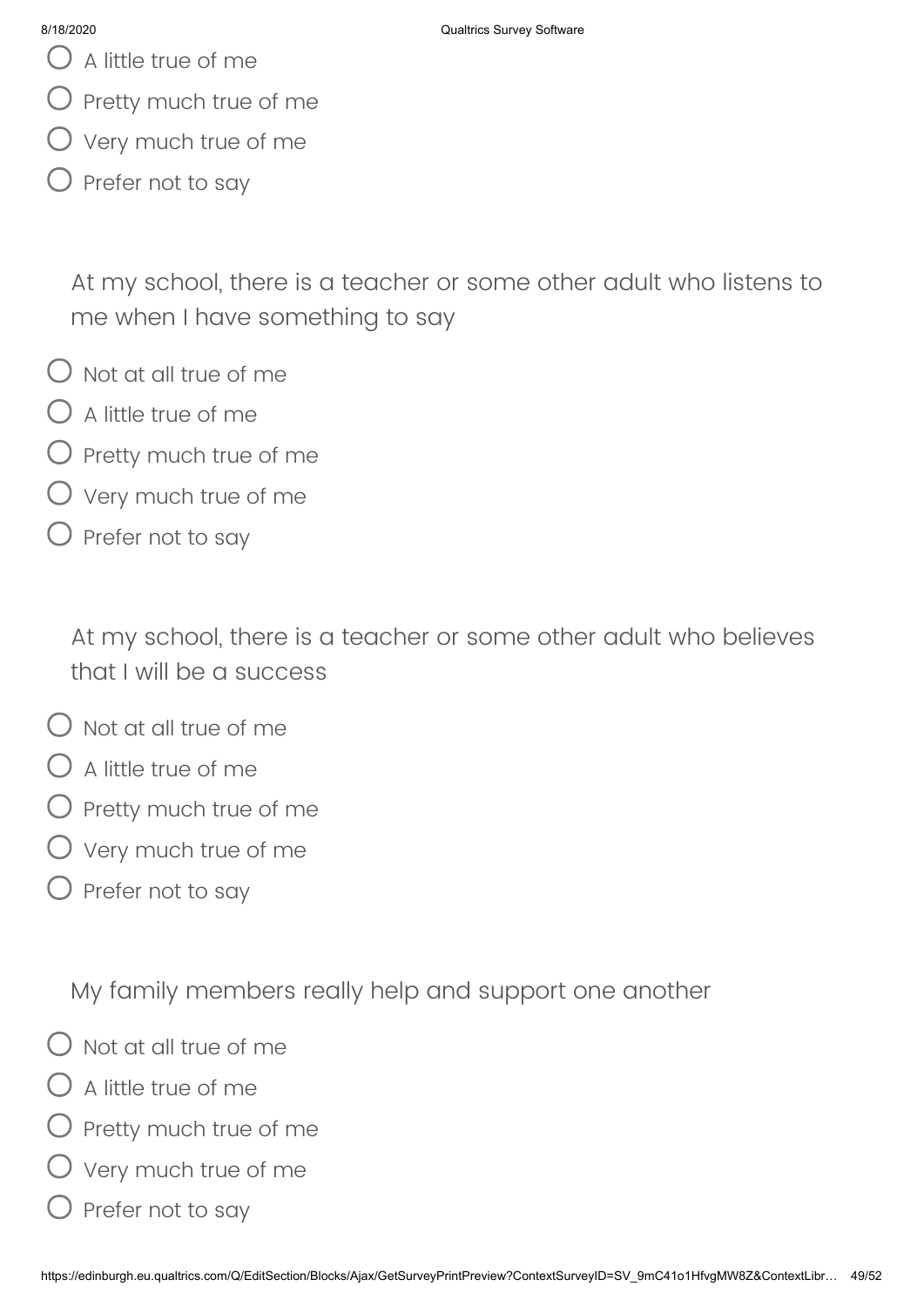- A little true of me
- Pretty much true of me
- Very much true of me
- Prefer not to say

At my school, there is a teacher or some other adult who listens to me when I have something to say

- Not at all true of me
- A little true of me
- Pretty much true of me
- Very much true of me
- Prefer not to say

At my school, there is a teacher or some other adult who believes that I will be a success

- Not at all true of me
- A little true of me
- Pretty much true of me
- Very much true of me
- Prefer not to say

My family members really help and support one another

- Not at all true of me
- A little true of me
- Pretty much true of me
- Very much true of me
- Prefer not to say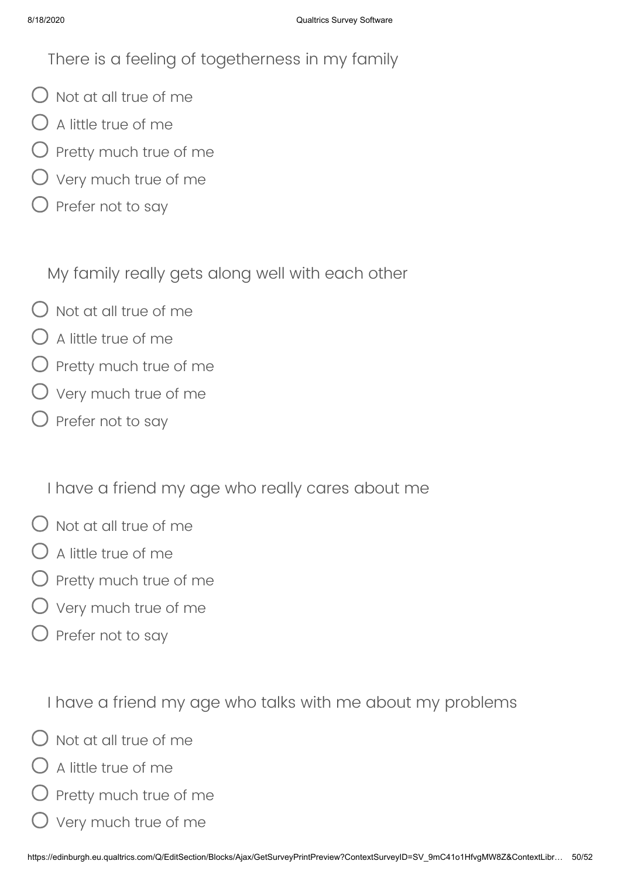There is a feeling of togetherness in my family

- Not at all true of me
- A little true of me
- Pretty much true of me
- Very much true of me
- Prefer not to say

My family really gets along well with each other

- Not at all true of me
- A little true of me
- Pretty much true of me
- Very much true of me
- Prefer not to say

I have a friend my age who really cares about me

- Not at all true of me
- A little true of me
- Pretty much true of me
- Very much true of me
- Prefer not to say

I have a friend my age who talks with me about my problems

- Not at all true of me
- A little true of me
- Pretty much true of me
- Very much true of me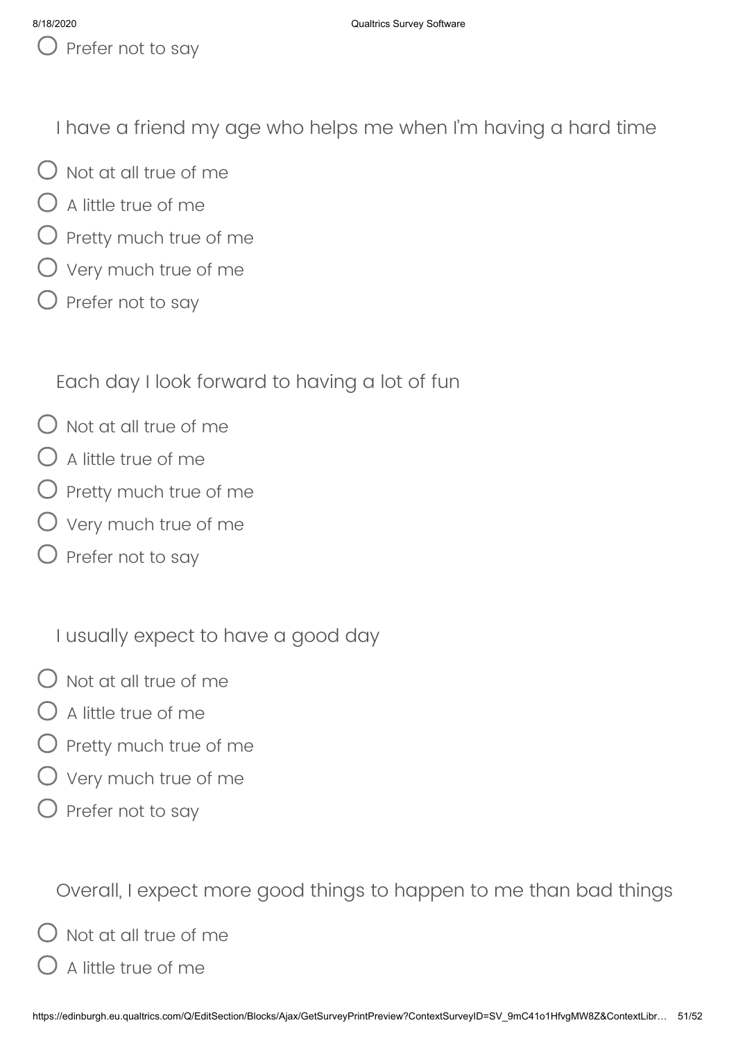- Prefer not to say

I have a friend my age who helps me when I'm having a hard time

- Not at all true of me
- A little true of me
- Pretty much true of me
- Very much true of me
- Prefer not to say

Each day I look forward to having a lot of fun

- Not at all true of me
- A little true of me
- Pretty much true of me
- Very much true of me
- Prefer not to say

I usually expect to have a good day

- Not at all true of me
- A little true of me
- Pretty much true of me
- Very much true of me
- Prefer not to say

Overall, I expect more good things to happen to me than bad things

- Not at all true of me
- A little true of me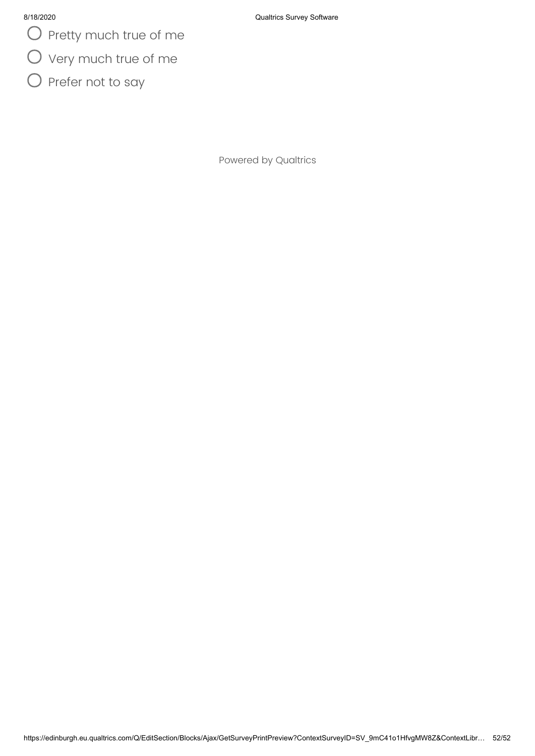- Pretty much true of me
- Very much true of me
- Prefer not to say

Powered by Qualtrics